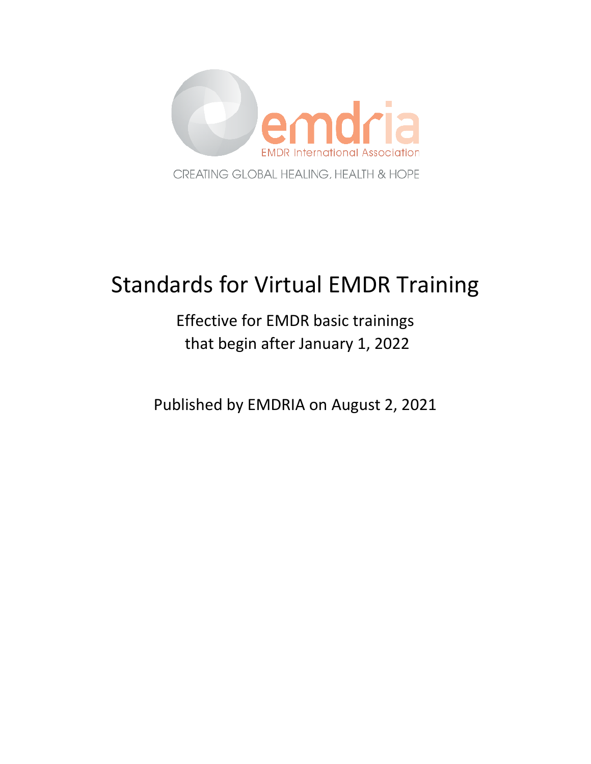emdria

EMDR International Association

CREATING GLOBAL HEALING, HEALTH & HOPE

# Standards for Virtual EMDR Training

Effective for EMDR basic trainings that begin after January 1, 2022

Published by EMDRIA on August 2, 2021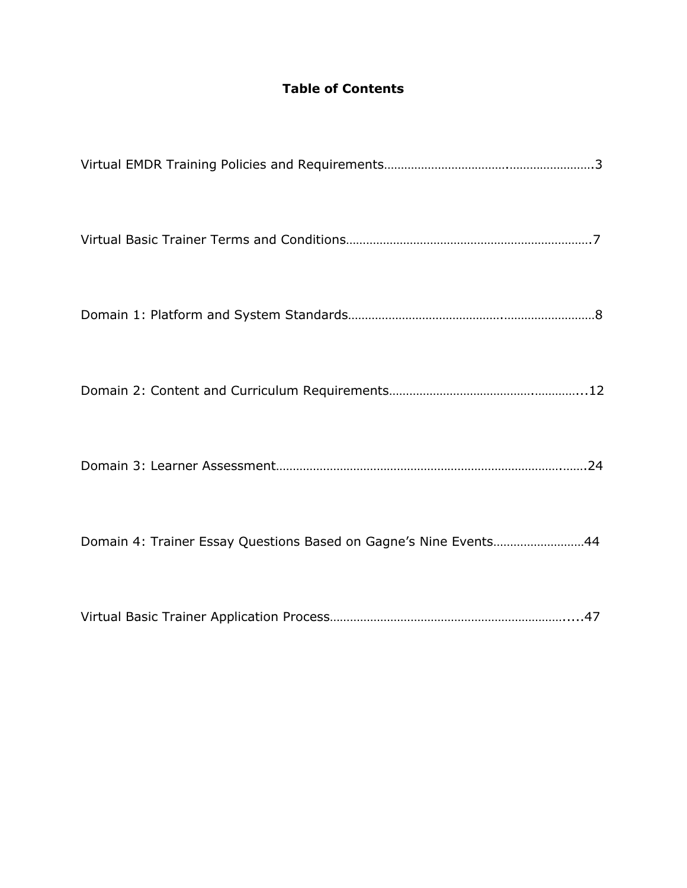# Table of Contents

Virtual EMDR Training Policies and Requirements………………………………..…………………….3

Virtual Basic Trainer Terms and Conditions……………………………………………………………….7

Domain 1: Platform and System Standards…………………………………….………………………8

Domain 2: Content and Curriculum Requirements………………………………….…………...12

Domain 3: Learner Assessment……………………………………………………………………….…….24

Domain 4: Trainer Essay Questions Based on Gagne's Nine Events………………………44

Virtual Basic Trainer Application Process………………………………………………………….....47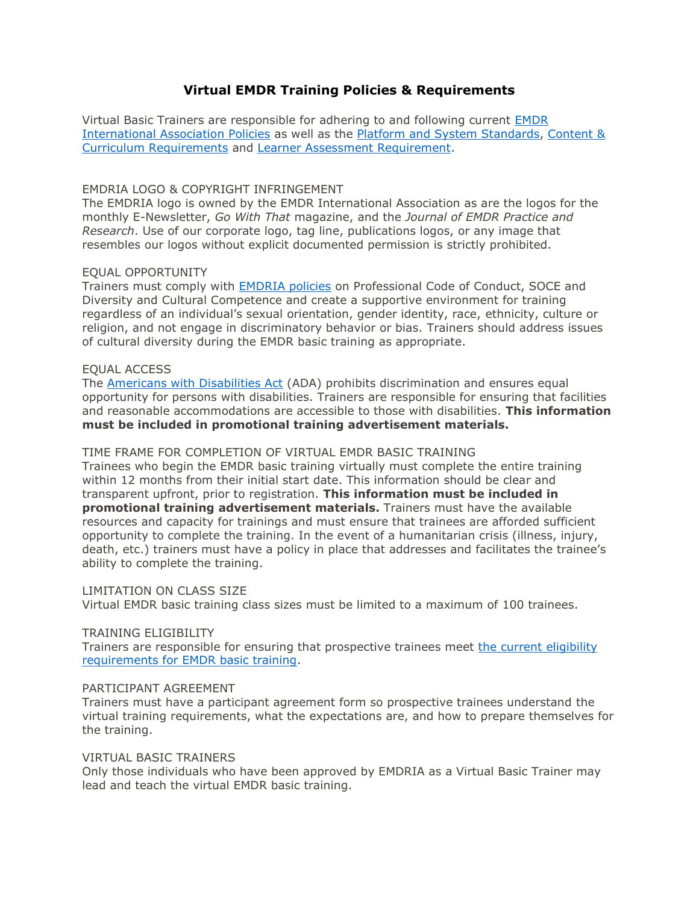# Virtual EMDR Training Policies & Requirements

Virtual Basic Trainers are responsible for adhering to and following current EMDR International Association Policies as well as the Platform and System Standards, Content & Curriculum Requirements and Learner Assessment Requirement.

## EMDRIA LOGO & COPYRIGHT INFRINGEMENT

The EMDRIA logo is owned by the EMDR International Association as are the logos for the monthly E-Newsletter, *Go With That* magazine, and the *Journal of EMDR Practice and Research*. Use of our corporate logo, tag line, publications logos, or any image that resembles our logos without explicit documented permission is strictly prohibited.

## EQUAL OPPORTUNITY

Trainers must comply with EMDRIA policies on Professional Code of Conduct, SOCE and Diversity and Cultural Competence and create a supportive environment for training regardless of an individual's sexual orientation, gender identity, race, ethnicity, culture or religion, and not engage in discriminatory behavior or bias. Trainers should address issues of cultural diversity during the EMDR basic training as appropriate.

## EQUAL ACCESS

The Americans with Disabilities Act (ADA) prohibits discrimination and ensures equal opportunity for persons with disabilities. Trainers are responsible for ensuring that facilities and reasonable accommodations are accessible to those with disabilities. **This information must be included in promotional training advertisement materials.**

## TIME FRAME FOR COMPLETION OF VIRTUAL EMDR BASIC TRAINING

Trainees who begin the EMDR basic training virtually must complete the entire training within 12 months from their initial start date. This information should be clear and transparent upfront, prior to registration. **This information must be included in promotional training advertisement materials.** Trainers must have the available resources and capacity for trainings and must ensure that trainees are afforded sufficient opportunity to complete the training. In the event of a humanitarian crisis (illness, injury, death, etc.) trainers must have a policy in place that addresses and facilitates the trainee's ability to complete the training.

## LIMITATION ON CLASS SIZE

Virtual EMDR basic training class sizes must be limited to a maximum of 100 trainees.

## TRAINING ELIGIBILITY

Trainers are responsible for ensuring that prospective trainees meet the current eligibility requirements for EMDR basic training.

## PARTICIPANT AGREEMENT

Trainers must have a participant agreement form so prospective trainees understand the virtual training requirements, what the expectations are, and how to prepare themselves for the training.

## VIRTUAL BASIC TRAINERS

Only those individuals who have been approved by EMDRIA as a Virtual Basic Trainer may lead and teach the virtual EMDR basic training.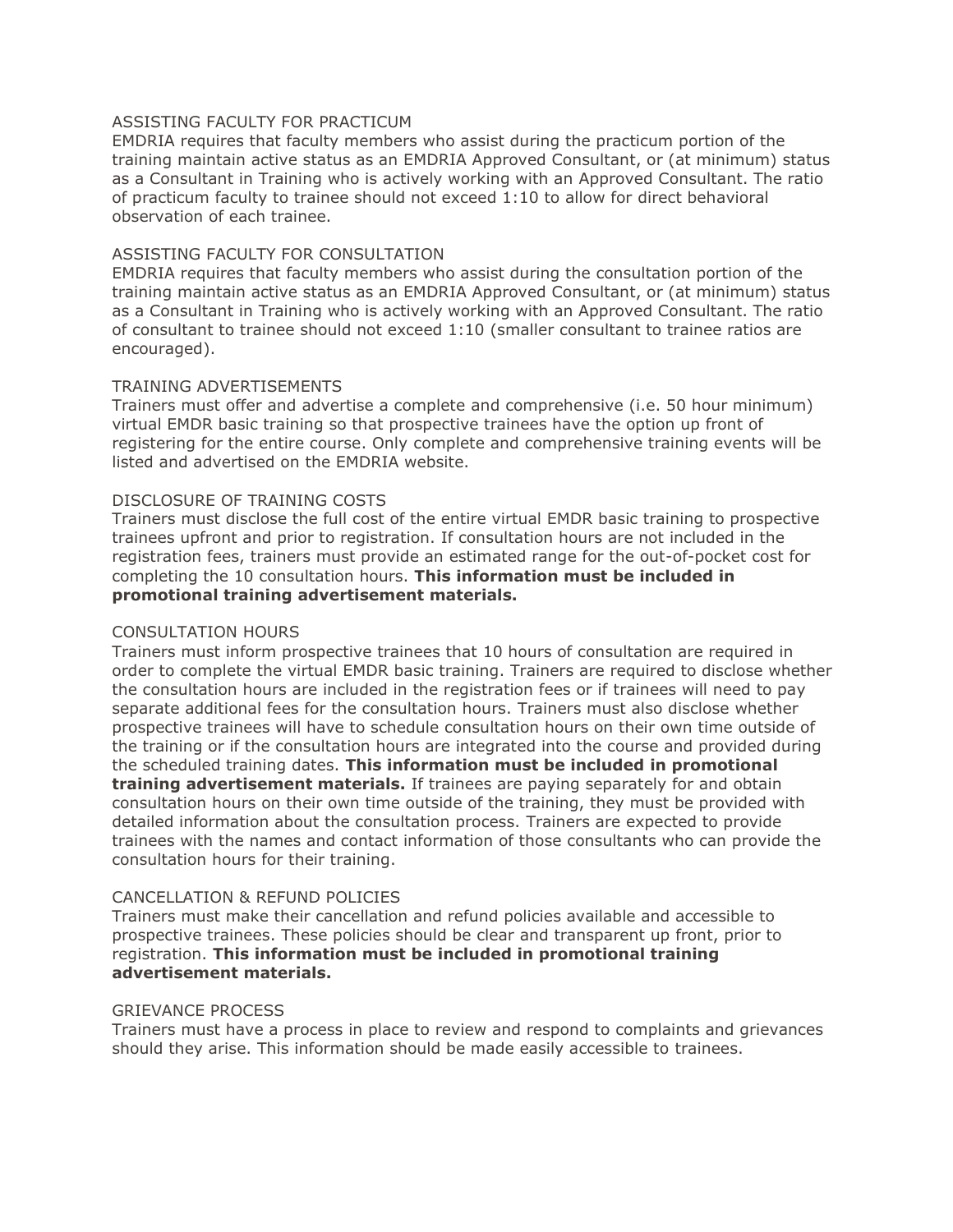### ASSISTING FACULTY FOR PRACTICUM

EMDRIA requires that faculty members who assist during the practicum portion of the training maintain active status as an EMDRIA Approved Consultant, or (at minimum) status as a Consultant in Training who is actively working with an Approved Consultant. The ratio of practicum faculty to trainee should not exceed 1:10 to allow for direct behavioral observation of each trainee.

### ASSISTING FACULTY FOR CONSULTATION

EMDRIA requires that faculty members who assist during the consultation portion of the training maintain active status as an EMDRIA Approved Consultant, or (at minimum) status as a Consultant in Training who is actively working with an Approved Consultant. The ratio of consultant to trainee should not exceed 1:10 (smaller consultant to trainee ratios are encouraged).

### TRAINING ADVERTISEMENTS

Trainers must offer and advertise a complete and comprehensive (i.e. 50 hour minimum) virtual EMDR basic training so that prospective trainees have the option up front of registering for the entire course. Only complete and comprehensive training events will be listed and advertised on the EMDRIA website.

### DISCLOSURE OF TRAINING COSTS

Trainers must disclose the full cost of the entire virtual EMDR basic training to prospective trainees upfront and prior to registration. If consultation hours are not included in the registration fees, trainers must provide an estimated range for the out-of-pocket cost for completing the 10 consultation hours. **This information must be included in promotional training advertisement materials.**

### CONSULTATION HOURS

Trainers must inform prospective trainees that 10 hours of consultation are required in order to complete the virtual EMDR basic training. Trainers are required to disclose whether the consultation hours are included in the registration fees or if trainees will need to pay separate additional fees for the consultation hours. Trainers must also disclose whether prospective trainees will have to schedule consultation hours on their own time outside of the training or if the consultation hours are integrated into the course and provided during the scheduled training dates. **This information must be included in promotional training advertisement materials.** If trainees are paying separately for and obtain consultation hours on their own time outside of the training, they must be provided with detailed information about the consultation process. Trainers are expected to provide trainees with the names and contact information of those consultants who can provide the consultation hours for their training.

### CANCELLATION & REFUND POLICIES

Trainers must make their cancellation and refund policies available and accessible to prospective trainees. These policies should be clear and transparent up front, prior to registration. **This information must be included in promotional training advertisement materials.**

### GRIEVANCE PROCESS

Trainers must have a process in place to review and respond to complaints and grievances should they arise. This information should be made easily accessible to trainees.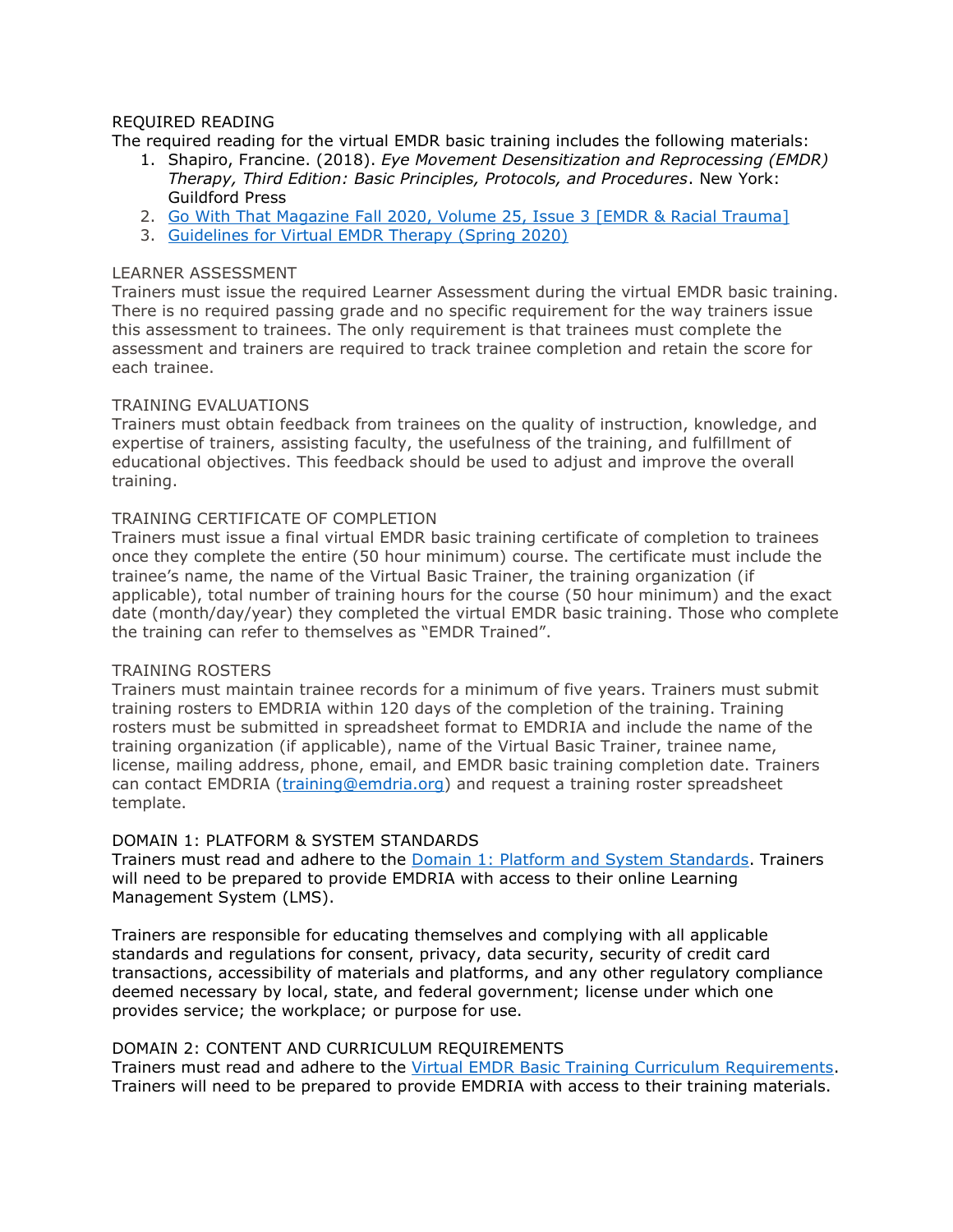## REQUIRED READING

The required reading for the virtual EMDR basic training includes the following materials:

1. Shapiro, Francine. (2018). *Eye Movement Desensitization and Reprocessing (EMDR) Therapy, Third Edition: Basic Principles, Protocols, and Procedures*. New York: Guildford Press
2. Go With That Magazine Fall 2020, Volume 25, Issue 3 [EMDR & Racial Trauma]
3. Guidelines for Virtual EMDR Therapy (Spring 2020)

## LEARNER ASSESSMENT

Trainers must issue the required Learner Assessment during the virtual EMDR basic training. There is no required passing grade and no specific requirement for the way trainers issue this assessment to trainees. The only requirement is that trainees must complete the assessment and trainers are required to track trainee completion and retain the score for each trainee.

## TRAINING EVALUATIONS

Trainers must obtain feedback from trainees on the quality of instruction, knowledge, and expertise of trainers, assisting faculty, the usefulness of the training, and fulfillment of educational objectives. This feedback should be used to adjust and improve the overall training.

## TRAINING CERTIFICATE OF COMPLETION

Trainers must issue a final virtual EMDR basic training certificate of completion to trainees once they complete the entire (50 hour minimum) course. The certificate must include the trainee's name, the name of the Virtual Basic Trainer, the training organization (if applicable), total number of training hours for the course (50 hour minimum) and the exact date (month/day/year) they completed the virtual EMDR basic training. Those who complete the training can refer to themselves as "EMDR Trained".

## TRAINING ROSTERS

Trainers must maintain trainee records for a minimum of five years. Trainers must submit training rosters to EMDRIA within 120 days of the completion of the training. Training rosters must be submitted in spreadsheet format to EMDRIA and include the name of the training organization (if applicable), name of the Virtual Basic Trainer, trainee name, license, mailing address, phone, email, and EMDR basic training completion date. Trainers can contact EMDRIA (training@emdria.org) and request a training roster spreadsheet template.

## DOMAIN 1: PLATFORM & SYSTEM STANDARDS

Trainers must read and adhere to the Domain 1: Platform and System Standards. Trainers will need to be prepared to provide EMDRIA with access to their online Learning Management System (LMS).

Trainers are responsible for educating themselves and complying with all applicable standards and regulations for consent, privacy, data security, security of credit card transactions, accessibility of materials and platforms, and any other regulatory compliance deemed necessary by local, state, and federal government; license under which one provides service; the workplace; or purpose for use.

## DOMAIN 2: CONTENT AND CURRICULUM REQUIREMENTS

Trainers must read and adhere to the Virtual EMDR Basic Training Curriculum Requirements. Trainers will need to be prepared to provide EMDRIA with access to their training materials.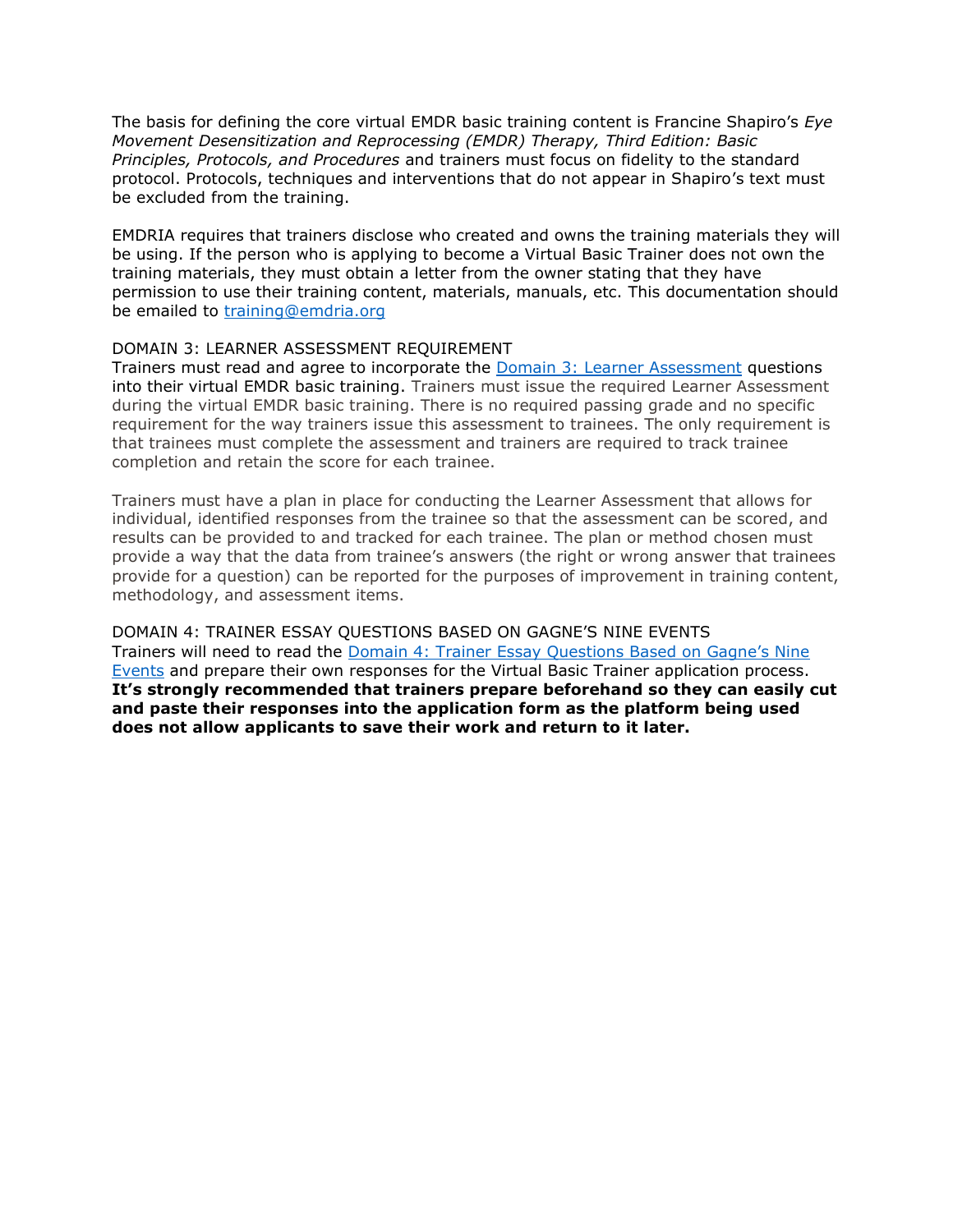The basis for defining the core virtual EMDR basic training content is Francine Shapiro's *Eye Movement Desensitization and Reprocessing (EMDR) Therapy, Third Edition: Basic Principles, Protocols, and Procedures* and trainers must focus on fidelity to the standard protocol. Protocols, techniques and interventions that do not appear in Shapiro's text must be excluded from the training.

EMDRIA requires that trainers disclose who created and owns the training materials they will be using. If the person who is applying to become a Virtual Basic Trainer does not own the training materials, they must obtain a letter from the owner stating that they have permission to use their training content, materials, manuals, etc. This documentation should be emailed to [training@emdria.org](mailto:training@emdria.org)

DOMAIN 3: LEARNER ASSESSMENT REQUIREMENT
Trainers must read and agree to incorporate the [Domain 3: Learner Assessment]() questions into their virtual EMDR basic training. Trainers must issue the required Learner Assessment during the virtual EMDR basic training. There is no required passing grade and no specific requirement for the way trainers issue this assessment to trainees. The only requirement is that trainees must complete the assessment and trainers are required to track trainee completion and retain the score for each trainee.

Trainers must have a plan in place for conducting the Learner Assessment that allows for individual, identified responses from the trainee so that the assessment can be scored, and results can be provided to and tracked for each trainee. The plan or method chosen must provide a way that the data from trainee's answers (the right or wrong answer that trainees provide for a question) can be reported for the purposes of improvement in training content, methodology, and assessment items.

DOMAIN 4: TRAINER ESSAY QUESTIONS BASED ON GAGNE'S NINE EVENTS
Trainers will need to read the [Domain 4: Trainer Essay Questions Based on Gagne's Nine Events]() and prepare their own responses for the Virtual Basic Trainer application process. **It's strongly recommended that trainers prepare beforehand so they can easily cut and paste their responses into the application form as the platform being used does not allow applicants to save their work and return to it later.**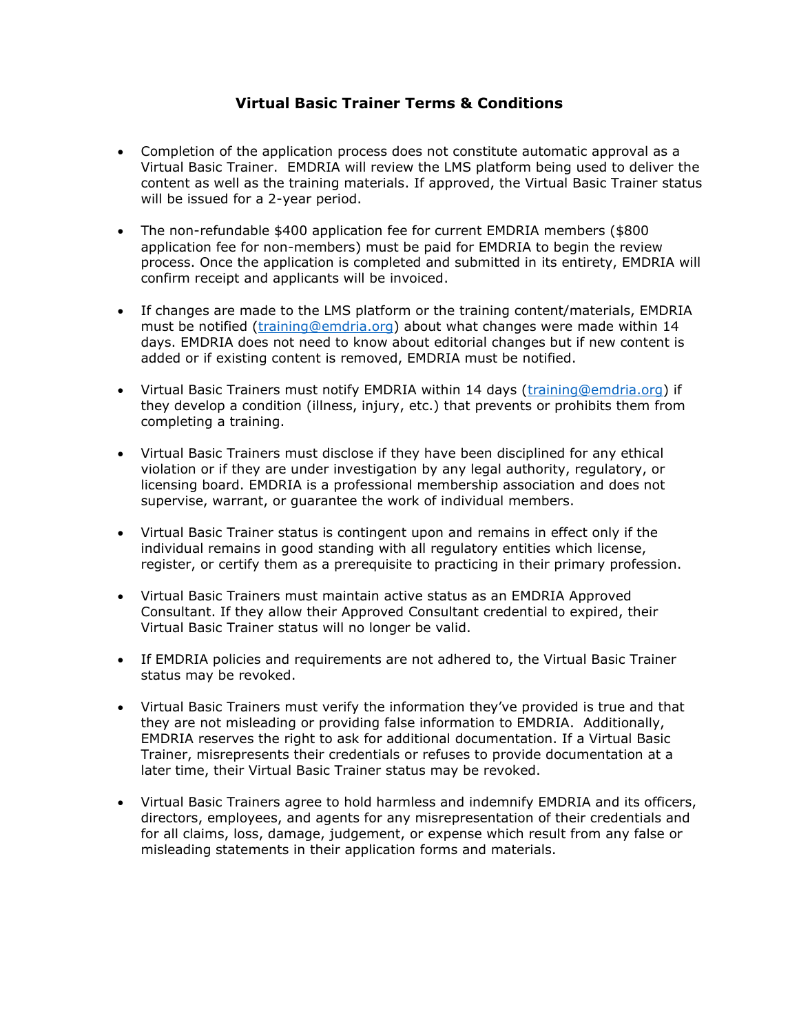# Virtual Basic Trainer Terms & Conditions

- Completion of the application process does not constitute automatic approval as a Virtual Basic Trainer. EMDRIA will review the LMS platform being used to deliver the content as well as the training materials. If approved, the Virtual Basic Trainer status will be issued for a 2-year period.
- The non-refundable $400 application fee for current EMDRIA members ($800 application fee for non-members) must be paid for EMDRIA to begin the review process. Once the application is completed and submitted in its entirety, EMDRIA will confirm receipt and applicants will be invoiced.
- If changes are made to the LMS platform or the training content/materials, EMDRIA must be notified (training@emdria.org) about what changes were made within 14 days. EMDRIA does not need to know about editorial changes but if new content is added or if existing content is removed, EMDRIA must be notified.
- Virtual Basic Trainers must notify EMDRIA within 14 days (training@emdria.org) if they develop a condition (illness, injury, etc.) that prevents or prohibits them from completing a training.
- Virtual Basic Trainers must disclose if they have been disciplined for any ethical violation or if they are under investigation by any legal authority, regulatory, or licensing board. EMDRIA is a professional membership association and does not supervise, warrant, or guarantee the work of individual members.
- Virtual Basic Trainer status is contingent upon and remains in effect only if the individual remains in good standing with all regulatory entities which license, register, or certify them as a prerequisite to practicing in their primary profession.
- Virtual Basic Trainers must maintain active status as an EMDRIA Approved Consultant. If they allow their Approved Consultant credential to expired, their Virtual Basic Trainer status will no longer be valid.
- If EMDRIA policies and requirements are not adhered to, the Virtual Basic Trainer status may be revoked.
- Virtual Basic Trainers must verify the information they've provided is true and that they are not misleading or providing false information to EMDRIA. Additionally, EMDRIA reserves the right to ask for additional documentation. If a Virtual Basic Trainer, misrepresents their credentials or refuses to provide documentation at a later time, their Virtual Basic Trainer status may be revoked.
- Virtual Basic Trainers agree to hold harmless and indemnify EMDRIA and its officers, directors, employees, and agents for any misrepresentation of their credentials and for all claims, loss, damage, judgement, or expense which result from any false or misleading statements in their application forms and materials.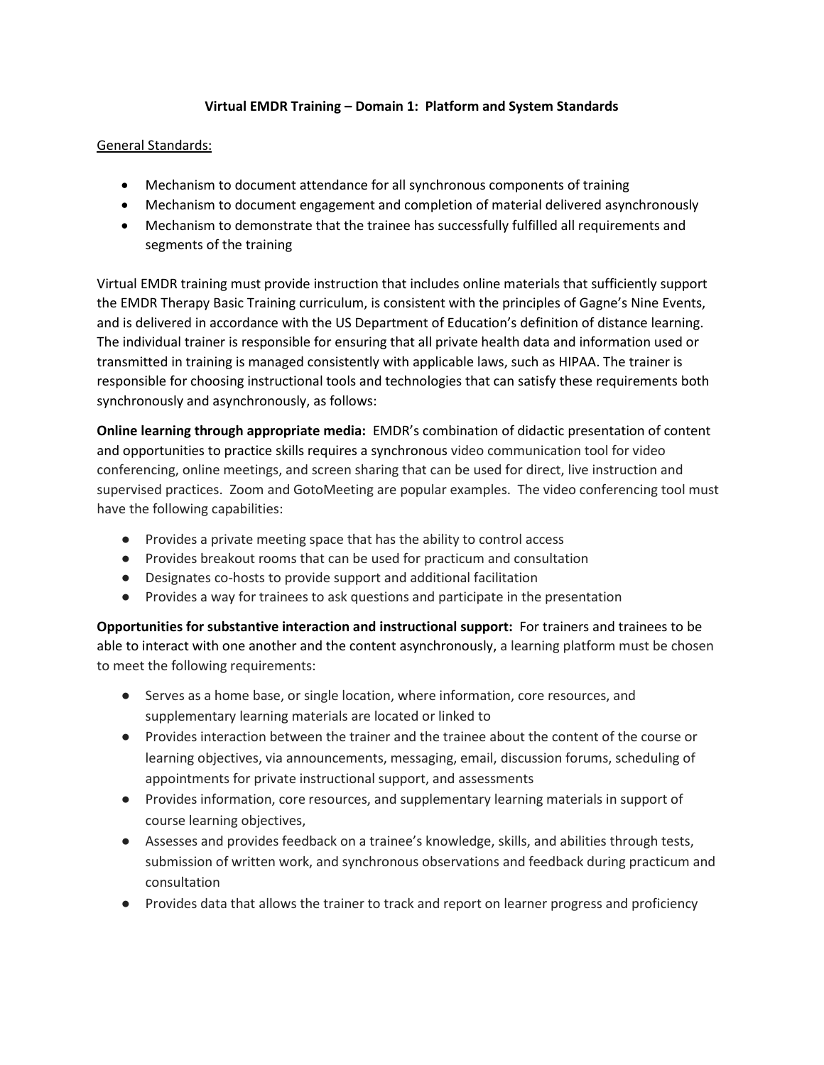**Virtual EMDR Training – Domain 1: Platform and System Standards**

General Standards:

- Mechanism to document attendance for all synchronous components of training
- Mechanism to document engagement and completion of material delivered asynchronously
- Mechanism to demonstrate that the trainee has successfully fulfilled all requirements and segments of the training

Virtual EMDR training must provide instruction that includes online materials that sufficiently support the EMDR Therapy Basic Training curriculum, is consistent with the principles of Gagne's Nine Events, and is delivered in accordance with the US Department of Education's definition of distance learning. The individual trainer is responsible for ensuring that all private health data and information used or transmitted in training is managed consistently with applicable laws, such as HIPAA. The trainer is responsible for choosing instructional tools and technologies that can satisfy these requirements both synchronously and asynchronously, as follows:

**Online learning through appropriate media:** EMDR's combination of didactic presentation of content and opportunities to practice skills requires a synchronous video communication tool for video conferencing, online meetings, and screen sharing that can be used for direct, live instruction and supervised practices. Zoom and GotoMeeting are popular examples. The video conferencing tool must have the following capabilities:

- Provides a private meeting space that has the ability to control access
- Provides breakout rooms that can be used for practicum and consultation
- Designates co-hosts to provide support and additional facilitation
- Provides a way for trainees to ask questions and participate in the presentation

**Opportunities for substantive interaction and instructional support:** For trainers and trainees to be able to interact with one another and the content asynchronously, a learning platform must be chosen to meet the following requirements:

- Serves as a home base, or single location, where information, core resources, and supplementary learning materials are located or linked to
- Provides interaction between the trainer and the trainee about the content of the course or learning objectives, via announcements, messaging, email, discussion forums, scheduling of appointments for private instructional support, and assessments
- Provides information, core resources, and supplementary learning materials in support of course learning objectives,
- Assesses and provides feedback on a trainee's knowledge, skills, and abilities through tests, submission of written work, and synchronous observations and feedback during practicum and consultation
- Provides data that allows the trainer to track and report on learner progress and proficiency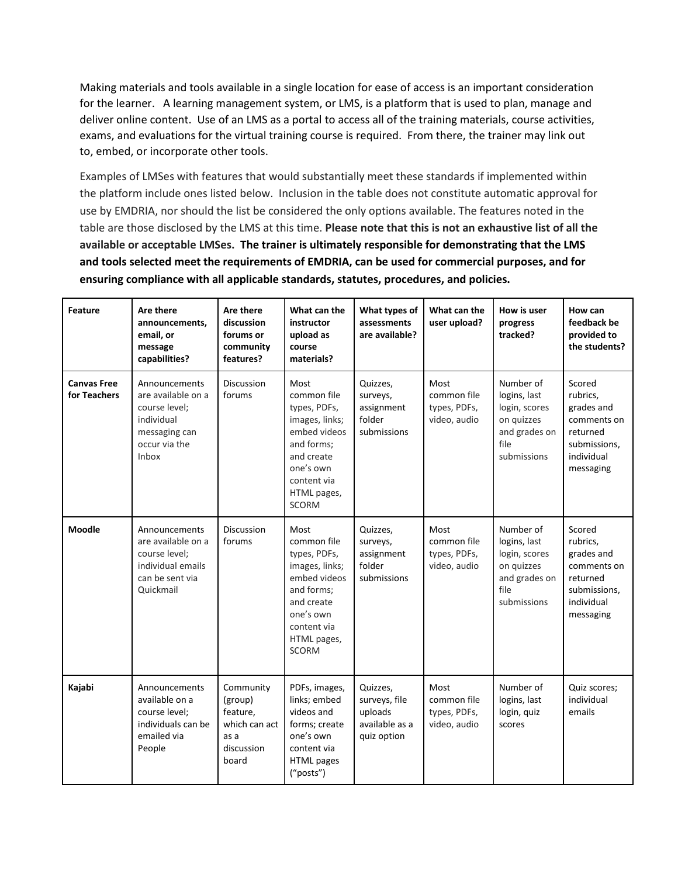Making materials and tools available in a single location for ease of access is an important consideration for the learner. A learning management system, or LMS, is a platform that is used to plan, manage and deliver online content. Use of an LMS as a portal to access all of the training materials, course activities, exams, and evaluations for the virtual training course is required. From there, the trainer may link out to, embed, or incorporate other tools.

Examples of LMSes with features that would substantially meet these standards if implemented within the platform include ones listed below. Inclusion in the table does not constitute automatic approval for use by EMDRIA, nor should the list be considered the only options available. The features noted in the table are those disclosed by the LMS at this time. **Please note that this is not an exhaustive list of all the available or acceptable LMSes. The trainer is ultimately responsible for demonstrating that the LMS and tools selected meet the requirements of EMDRIA, can be used for commercial purposes, and for ensuring compliance with all applicable standards, statutes, procedures, and policies.**

| **Feature** | **Are there announcements, email, or message capabilities?** | **Are there discussion forums or community features?** | **What can the instructor upload as course materials?** | **What types of assessments are available?** | **What can the user upload?** | **How is user progress tracked?** | **How can feedback be provided to the students?** |
|---|---|---|---|---|---|---|---|
| **Canvas Free for Teachers** | Announcements are available on a course level; individual messaging can occur via the Inbox | Discussion forums | Most common file types, PDFs, images, links; embed videos and forms; and create one's own content via HTML pages, SCORM | Quizzes, surveys, assignment folder submissions | Most common file types, PDFs, video, audio | Number of logins, last login, scores on quizzes and grades on file submissions | Scored rubrics, grades and comments on returned submissions, individual messaging |
| **Moodle** | Announcements are available on a course level; individual emails can be sent via Quickmail | Discussion forums | Most common file types, PDFs, images, links; embed videos and forms; and create one's own content via HTML pages, SCORM | Quizzes, surveys, assignment folder submissions | Most common file types, PDFs, video, audio | Number of logins, last login, scores on quizzes and grades on file submissions | Scored rubrics, grades and comments on returned submissions, individual messaging |
| **Kajabi** | Announcements available on a course level; individuals can be emailed via People | Community (group) feature, which can act as a discussion board | PDFs, images, links; embed videos and forms; create one's own content via HTML pages ("posts") | Quizzes, surveys, file uploads available as a quiz option | Most common file types, PDFs, video, audio | Number of logins, last login, quiz scores | Quiz scores; individual emails |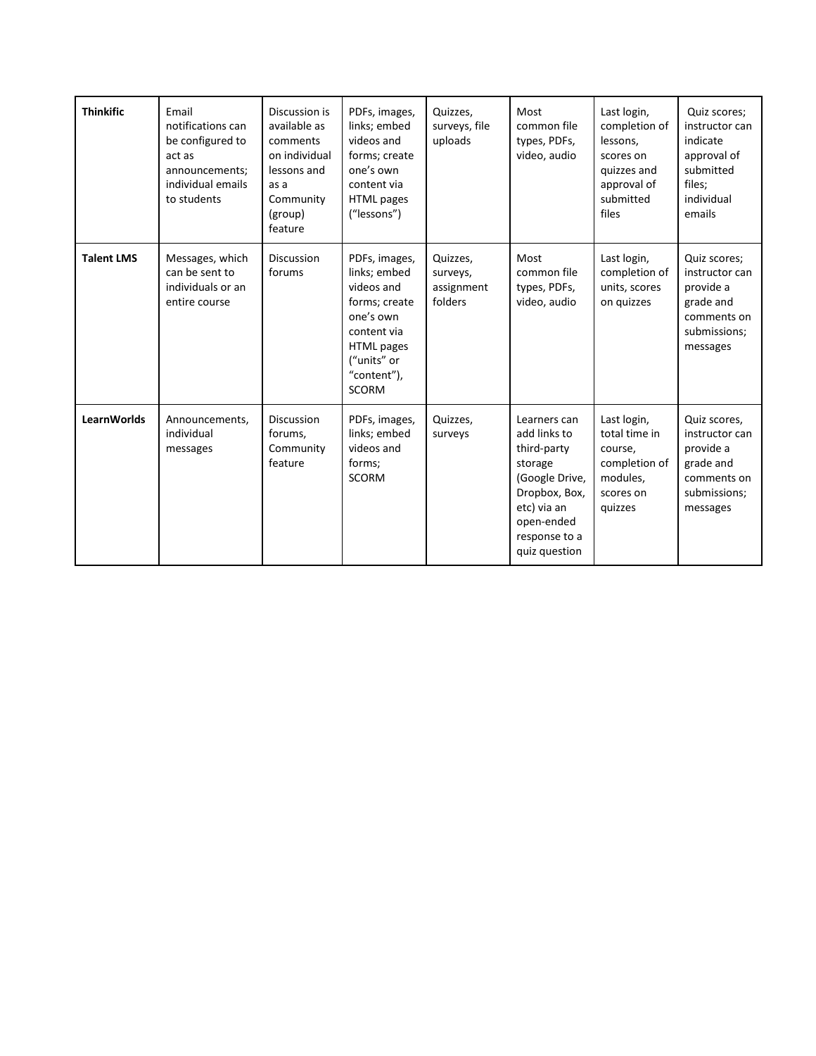| | | | | | | | |
|---|---|---|---|---|---|---|---|
| **Thinkific** | Email notifications can be configured to act as announcements; individual emails to students | Discussion is available as comments on individual lessons and as a Community (group) feature | PDFs, images, links; embed videos and forms; create one's own content via HTML pages ("lessons") | Quizzes, surveys, file uploads | Most common file types, PDFs, video, audio | Last login, completion of lessons, scores on quizzes and approval of submitted files | Quiz scores; instructor can indicate approval of submitted files; individual emails |
| **Talent LMS** | Messages, which can be sent to individuals or an entire course | Discussion forums | PDFs, images, links; embed videos and forms; create one's own content via HTML pages ("units" or "content"), SCORM | Quizzes, surveys, assignment folders | Most common file types, PDFs, video, audio | Last login, completion of units, scores on quizzes | Quiz scores; instructor can provide a grade and comments on submissions; messages |
| **LearnWorlds** | Announcements, individual messages | Discussion forums, Community feature | PDFs, images, links; embed videos and forms; SCORM | Quizzes, surveys | Learners can add links to third-party storage (Google Drive, Dropbox, Box, etc) via an open-ended response to a quiz question | Last login, total time in course, completion of modules, scores on quizzes | Quiz scores, instructor can provide a grade and comments on submissions; messages |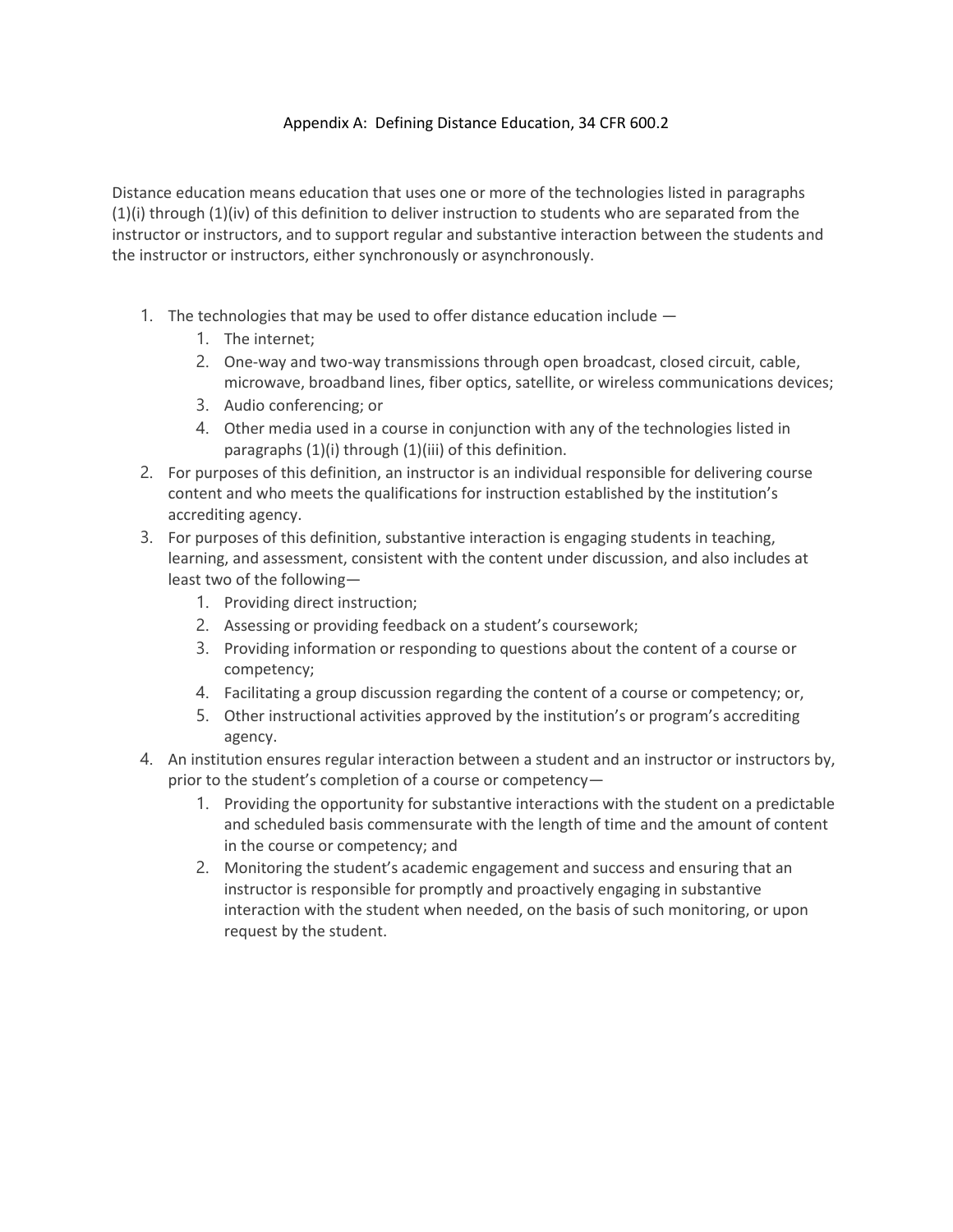# Appendix A: Defining Distance Education, 34 CFR 600.2

Distance education means education that uses one or more of the technologies listed in paragraphs (1)(i) through (1)(iv) of this definition to deliver instruction to students who are separated from the instructor or instructors, and to support regular and substantive interaction between the students and the instructor or instructors, either synchronously or asynchronously.

1. The technologies that may be used to offer distance education include —
    1. The internet;
    2. One-way and two-way transmissions through open broadcast, closed circuit, cable, microwave, broadband lines, fiber optics, satellite, or wireless communications devices;
    3. Audio conferencing; or
    4. Other media used in a course in conjunction with any of the technologies listed in paragraphs (1)(i) through (1)(iii) of this definition.
2. For purposes of this definition, an instructor is an individual responsible for delivering course content and who meets the qualifications for instruction established by the institution's accrediting agency.
3. For purposes of this definition, substantive interaction is engaging students in teaching, learning, and assessment, consistent with the content under discussion, and also includes at least two of the following—
    1. Providing direct instruction;
    2. Assessing or providing feedback on a student's coursework;
    3. Providing information or responding to questions about the content of a course or competency;
    4. Facilitating a group discussion regarding the content of a course or competency; or,
    5. Other instructional activities approved by the institution's or program's accrediting agency.
4. An institution ensures regular interaction between a student and an instructor or instructors by, prior to the student's completion of a course or competency—
    1. Providing the opportunity for substantive interactions with the student on a predictable and scheduled basis commensurate with the length of time and the amount of content in the course or competency; and
    2. Monitoring the student's academic engagement and success and ensuring that an instructor is responsible for promptly and proactively engaging in substantive interaction with the student when needed, on the basis of such monitoring, or upon request by the student.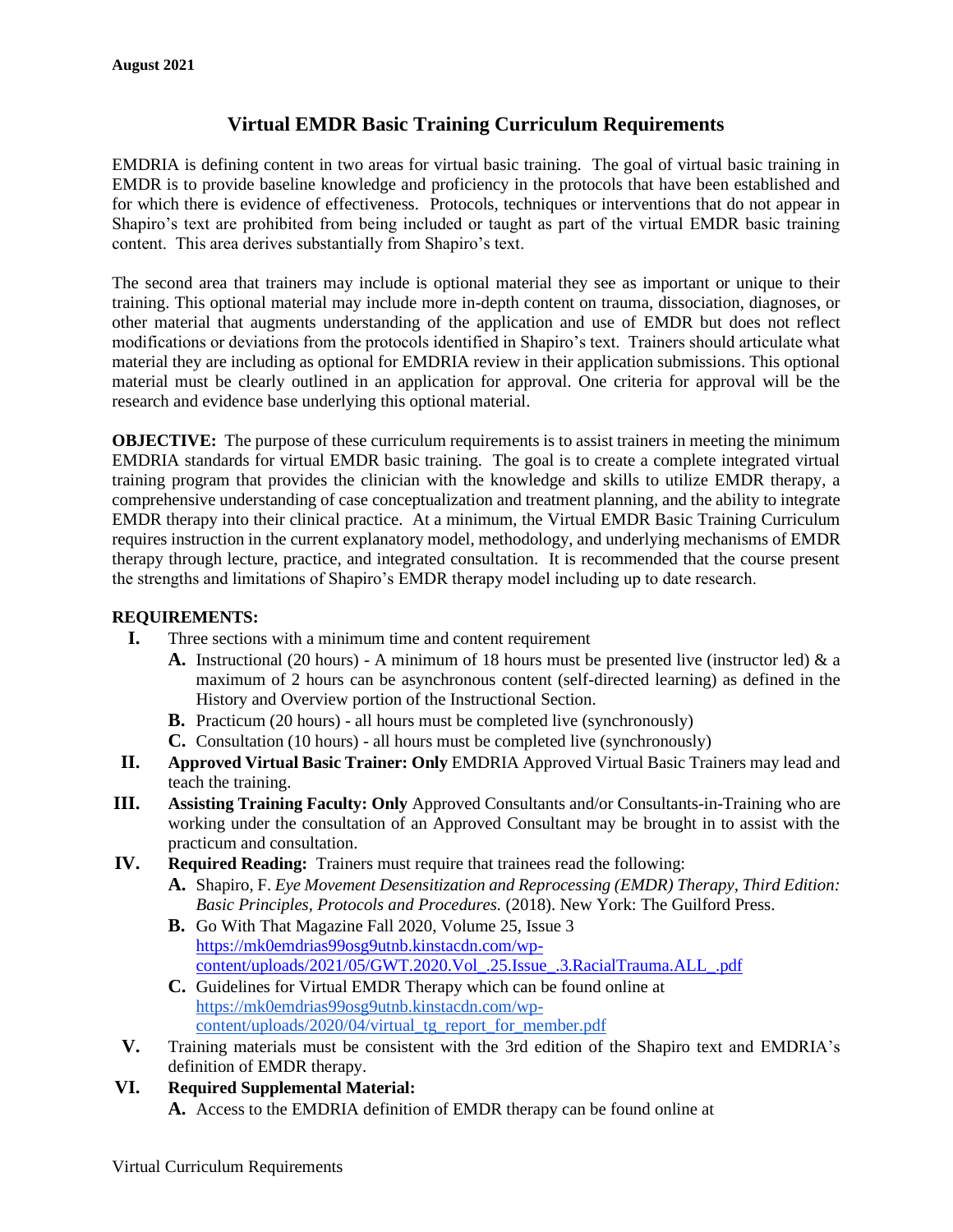**August 2021**

# Virtual EMDR Basic Training Curriculum Requirements

EMDRIA is defining content in two areas for virtual basic training. The goal of virtual basic training in EMDR is to provide baseline knowledge and proficiency in the protocols that have been established and for which there is evidence of effectiveness. Protocols, techniques or interventions that do not appear in Shapiro's text are prohibited from being included or taught as part of the virtual EMDR basic training content. This area derives substantially from Shapiro's text.

The second area that trainers may include is optional material they see as important or unique to their training. This optional material may include more in-depth content on trauma, dissociation, diagnoses, or other material that augments understanding of the application and use of EMDR but does not reflect modifications or deviations from the protocols identified in Shapiro's text. Trainers should articulate what material they are including as optional for EMDRIA review in their application submissions. This optional material must be clearly outlined in an application for approval. One criteria for approval will be the research and evidence base underlying this optional material.

**OBJECTIVE:** The purpose of these curriculum requirements is to assist trainers in meeting the minimum EMDRIA standards for virtual EMDR basic training. The goal is to create a complete integrated virtual training program that provides the clinician with the knowledge and skills to utilize EMDR therapy, a comprehensive understanding of case conceptualization and treatment planning, and the ability to integrate EMDR therapy into their clinical practice. At a minimum, the Virtual EMDR Basic Training Curriculum requires instruction in the current explanatory model, methodology, and underlying mechanisms of EMDR therapy through lecture, practice, and integrated consultation. It is recommended that the course present the strengths and limitations of Shapiro's EMDR therapy model including up to date research.

**REQUIREMENTS:**

- **I.** Three sections with a minimum time and content requirement
  - **A.** Instructional (20 hours) - A minimum of 18 hours must be presented live (instructor led) & a maximum of 2 hours can be asynchronous content (self-directed learning) as defined in the History and Overview portion of the Instructional Section.
  - **B.** Practicum (20 hours) - all hours must be completed live (synchronously)
  - **C.** Consultation (10 hours) - all hours must be completed live (synchronously)
- **II.** **Approved Virtual Basic Trainer: Only** EMDRIA Approved Virtual Basic Trainers may lead and teach the training.
- **III.** **Assisting Training Faculty: Only** Approved Consultants and/or Consultants-in-Training who are working under the consultation of an Approved Consultant may be brought in to assist with the practicum and consultation.
- **IV.** **Required Reading:** Trainers must require that trainees read the following:
  - **A.** Shapiro, F. *Eye Movement Desensitization and Reprocessing (EMDR) Therapy, Third Edition: Basic Principles, Protocols and Procedures.* (2018). New York: The Guilford Press.
  - **B.** Go With That Magazine Fall 2020, Volume 25, Issue 3 https://mk0emdrias99osg9utnb.kinstacdn.com/wp-content/uploads/2021/05/GWT.2020.Vol_.25.Issue_.3.RacialTrauma.ALL_.pdf
  - **C.** Guidelines for Virtual EMDR Therapy which can be found online at https://mk0emdrias99osg9utnb.kinstacdn.com/wp-content/uploads/2020/04/virtual_tg_report_for_member.pdf
- **V.** Training materials must be consistent with the 3rd edition of the Shapiro text and EMDRIA's definition of EMDR therapy.
- **VI.** **Required Supplemental Material:**
  - **A.** Access to the EMDRIA definition of EMDR therapy can be found online at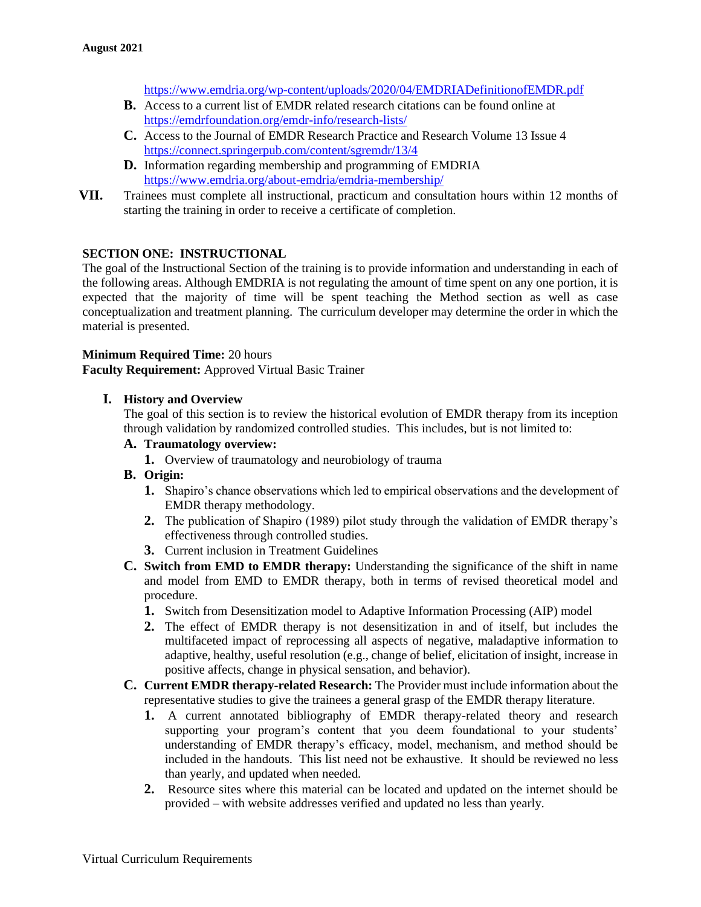https://www.emdria.org/wp-content/uploads/2020/04/EMDRIADefinitionofEMDR.pdf

B. Access to a current list of EMDR related research citations can be found online at https://emdrfoundation.org/emdr-info/research-lists/

C. Access to the Journal of EMDR Research Practice and Research Volume 13 Issue 4 https://connect.springerpub.com/content/sgremdr/13/4

D. Information regarding membership and programming of EMDRIA https://www.emdria.org/about-emdria/emdria-membership/

VII. Trainees must complete all instructional, practicum and consultation hours within 12 months of starting the training in order to receive a certificate of completion.

## SECTION ONE: INSTRUCTIONAL

The goal of the Instructional Section of the training is to provide information and understanding in each of the following areas. Although EMDRIA is not regulating the amount of time spent on any one portion, it is expected that the majority of time will be spent teaching the Method section as well as case conceptualization and treatment planning. The curriculum developer may determine the order in which the material is presented.

**Minimum Required Time:** 20 hours
**Faculty Requirement:** Approved Virtual Basic Trainer

### I. History and Overview

The goal of this section is to review the historical evolution of EMDR therapy from its inception through validation by randomized controlled studies. This includes, but is not limited to:

**A. Traumatology overview:**

1. Overview of traumatology and neurobiology of trauma

**B. Origin:**

1. Shapiro's chance observations which led to empirical observations and the development of EMDR therapy methodology.
2. The publication of Shapiro (1989) pilot study through the validation of EMDR therapy's effectiveness through controlled studies.
3. Current inclusion in Treatment Guidelines

**C. Switch from EMD to EMDR therapy:** Understanding the significance of the shift in name and model from EMD to EMDR therapy, both in terms of revised theoretical model and procedure.

1. Switch from Desensitization model to Adaptive Information Processing (AIP) model
2. The effect of EMDR therapy is not desensitization in and of itself, but includes the multifaceted impact of reprocessing all aspects of negative, maladaptive information to adaptive, healthy, useful resolution (e.g., change of belief, elicitation of insight, increase in positive affects, change in physical sensation, and behavior).

**C. Current EMDR therapy-related Research:** The Provider must include information about the representative studies to give the trainees a general grasp of the EMDR therapy literature.

1. A current annotated bibliography of EMDR therapy-related theory and research supporting your program's content that you deem foundational to your students' understanding of EMDR therapy's efficacy, model, mechanism, and method should be included in the handouts. This list need not be exhaustive. It should be reviewed no less than yearly, and updated when needed.
2. Resource sites where this material can be located and updated on the internet should be provided – with website addresses verified and updated no less than yearly.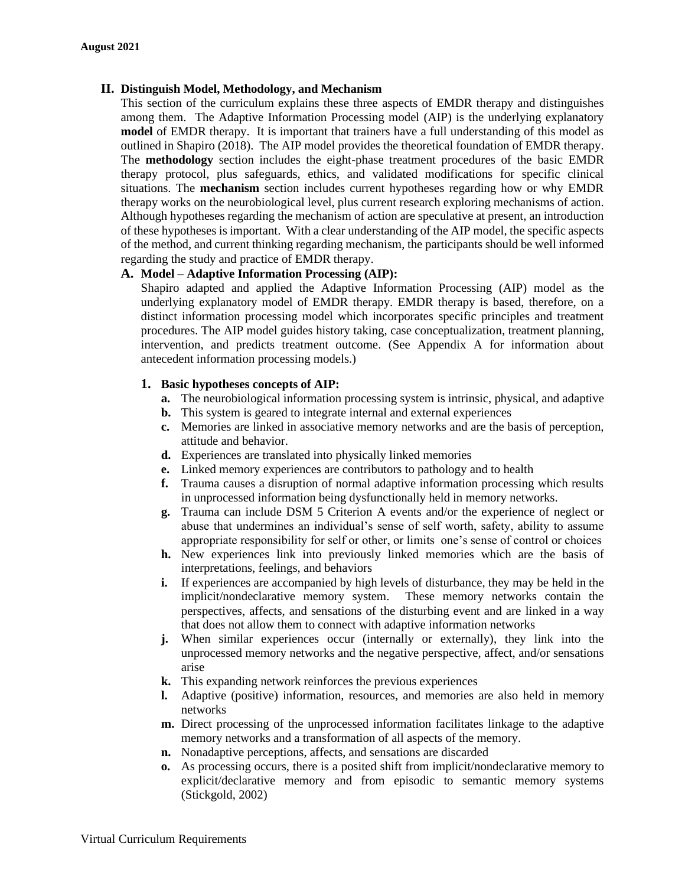## II. Distinguish Model, Methodology, and Mechanism

This section of the curriculum explains these three aspects of EMDR therapy and distinguishes among them. The Adaptive Information Processing model (AIP) is the underlying explanatory **model** of EMDR therapy. It is important that trainers have a full understanding of this model as outlined in Shapiro (2018). The AIP model provides the theoretical foundation of EMDR therapy. The **methodology** section includes the eight-phase treatment procedures of the basic EMDR therapy protocol, plus safeguards, ethics, and validated modifications for specific clinical situations. The **mechanism** section includes current hypotheses regarding how or why EMDR therapy works on the neurobiological level, plus current research exploring mechanisms of action. Although hypotheses regarding the mechanism of action are speculative at present, an introduction of these hypotheses is important. With a clear understanding of the AIP model, the specific aspects of the method, and current thinking regarding mechanism, the participants should be well informed regarding the study and practice of EMDR therapy.

### A. Model – Adaptive Information Processing (AIP):

Shapiro adapted and applied the Adaptive Information Processing (AIP) model as the underlying explanatory model of EMDR therapy. EMDR therapy is based, therefore, on a distinct information processing model which incorporates specific principles and treatment procedures. The AIP model guides history taking, case conceptualization, treatment planning, intervention, and predicts treatment outcome. (See Appendix A for information about antecedent information processing models.)

#### 1. Basic hypotheses concepts of AIP:

- **a.** The neurobiological information processing system is intrinsic, physical, and adaptive
- **b.** This system is geared to integrate internal and external experiences
- **c.** Memories are linked in associative memory networks and are the basis of perception, attitude and behavior.
- **d.** Experiences are translated into physically linked memories
- **e.** Linked memory experiences are contributors to pathology and to health
- **f.** Trauma causes a disruption of normal adaptive information processing which results in unprocessed information being dysfunctionally held in memory networks.
- **g.** Trauma can include DSM 5 Criterion A events and/or the experience of neglect or abuse that undermines an individual's sense of self worth, safety, ability to assume appropriate responsibility for self or other, or limits one's sense of control or choices
- **h.** New experiences link into previously linked memories which are the basis of interpretations, feelings, and behaviors
- **i.** If experiences are accompanied by high levels of disturbance, they may be held in the implicit/nondeclarative memory system. These memory networks contain the perspectives, affects, and sensations of the disturbing event and are linked in a way that does not allow them to connect with adaptive information networks
- **j.** When similar experiences occur (internally or externally), they link into the unprocessed memory networks and the negative perspective, affect, and/or sensations arise
- **k.** This expanding network reinforces the previous experiences
- **l.** Adaptive (positive) information, resources, and memories are also held in memory networks
- **m.** Direct processing of the unprocessed information facilitates linkage to the adaptive memory networks and a transformation of all aspects of the memory.
- **n.** Nonadaptive perceptions, affects, and sensations are discarded
- **o.** As processing occurs, there is a posited shift from implicit/nondeclarative memory to explicit/declarative memory and from episodic to semantic memory systems (Stickgold, 2002)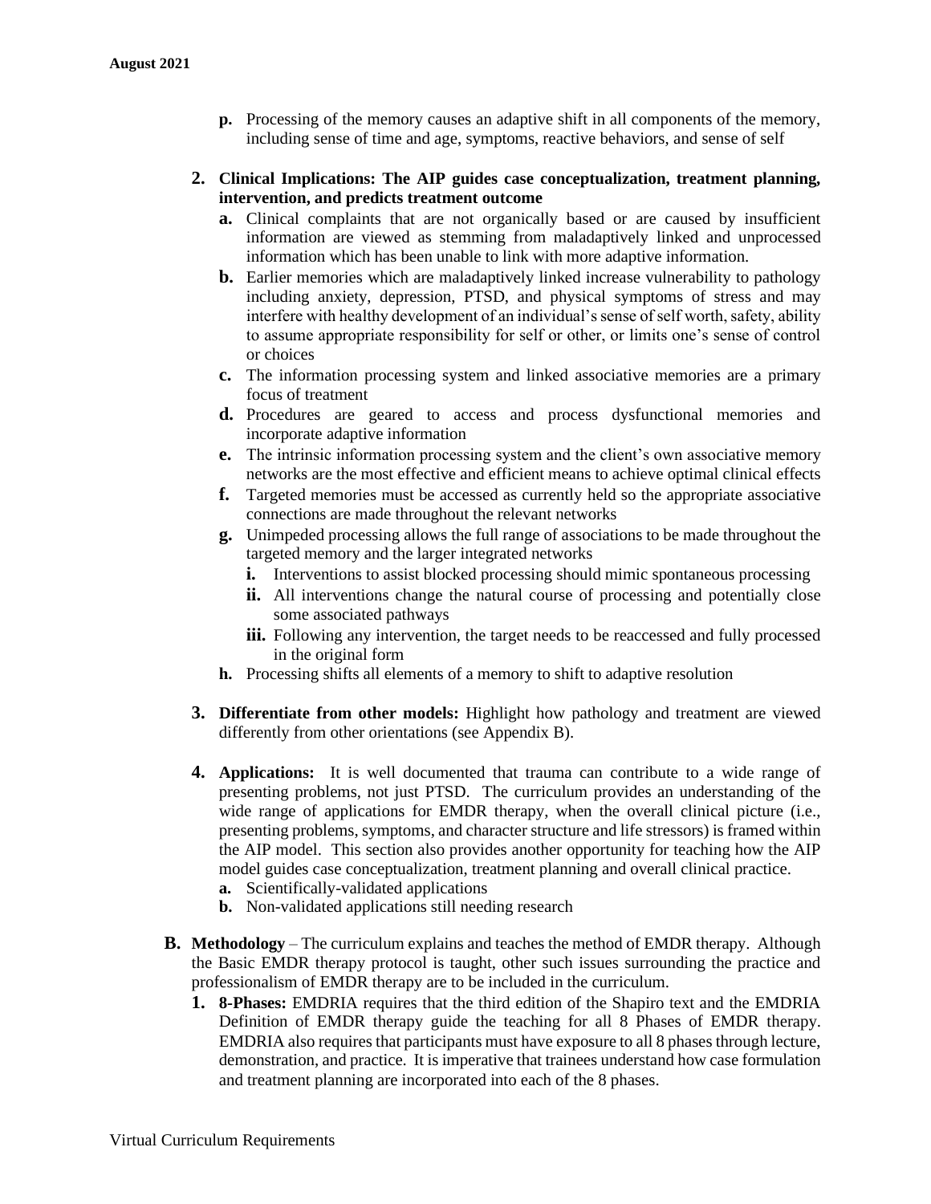p. Processing of the memory causes an adaptive shift in all components of the memory, including sense of time and age, symptoms, reactive behaviors, and sense of self

2. **Clinical Implications: The AIP guides case conceptualization, treatment planning, intervention, and predicts treatment outcome**
   a. Clinical complaints that are not organically based or are caused by insufficient information are viewed as stemming from maladaptively linked and unprocessed information which has been unable to link with more adaptive information.
   b. Earlier memories which are maladaptively linked increase vulnerability to pathology including anxiety, depression, PTSD, and physical symptoms of stress and may interfere with healthy development of an individual's sense of self worth, safety, ability to assume appropriate responsibility for self or other, or limits one's sense of control or choices
   c. The information processing system and linked associative memories are a primary focus of treatment
   d. Procedures are geared to access and process dysfunctional memories and incorporate adaptive information
   e. The intrinsic information processing system and the client's own associative memory networks are the most effective and efficient means to achieve optimal clinical effects
   f. Targeted memories must be accessed as currently held so the appropriate associative connections are made throughout the relevant networks
   g. Unimpeded processing allows the full range of associations to be made throughout the targeted memory and the larger integrated networks
      i. Interventions to assist blocked processing should mimic spontaneous processing
      ii. All interventions change the natural course of processing and potentially close some associated pathways
      iii. Following any intervention, the target needs to be reaccessed and fully processed in the original form
   h. Processing shifts all elements of a memory to shift to adaptive resolution

3. **Differentiate from other models:** Highlight how pathology and treatment are viewed differently from other orientations (see Appendix B).

4. **Applications:** It is well documented that trauma can contribute to a wide range of presenting problems, not just PTSD. The curriculum provides an understanding of the wide range of applications for EMDR therapy, when the overall clinical picture (i.e., presenting problems, symptoms, and character structure and life stressors) is framed within the AIP model. This section also provides another opportunity for teaching how the AIP model guides case conceptualization, treatment planning and overall clinical practice.
   a. Scientifically-validated applications
   b. Non-validated applications still needing research

**B. Methodology** – The curriculum explains and teaches the method of EMDR therapy. Although the Basic EMDR therapy protocol is taught, other such issues surrounding the practice and professionalism of EMDR therapy are to be included in the curriculum.

1. **8-Phases:** EMDRIA requires that the third edition of the Shapiro text and the EMDRIA Definition of EMDR therapy guide the teaching for all 8 Phases of EMDR therapy. EMDRIA also requires that participants must have exposure to all 8 phases through lecture, demonstration, and practice. It is imperative that trainees understand how case formulation and treatment planning are incorporated into each of the 8 phases.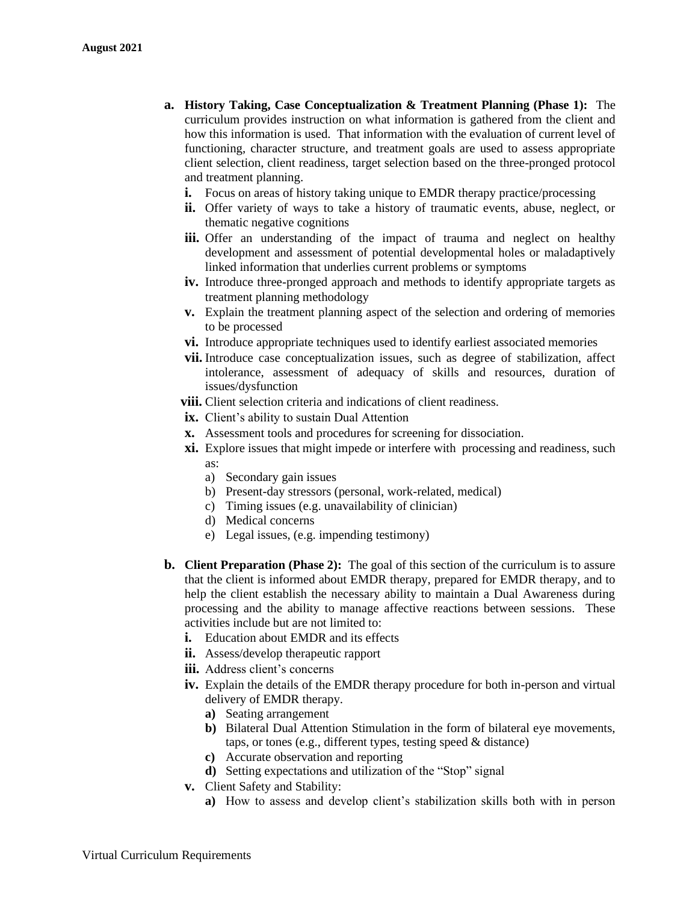- **a. History Taking, Case Conceptualization & Treatment Planning (Phase 1):** The curriculum provides instruction on what information is gathered from the client and how this information is used. That information with the evaluation of current level of functioning, character structure, and treatment goals are used to assess appropriate client selection, client readiness, target selection based on the three-pronged protocol and treatment planning.
  - **i.** Focus on areas of history taking unique to EMDR therapy practice/processing
  - **ii.** Offer variety of ways to take a history of traumatic events, abuse, neglect, or thematic negative cognitions
  - **iii.** Offer an understanding of the impact of trauma and neglect on healthy development and assessment of potential developmental holes or maladaptively linked information that underlies current problems or symptoms
  - **iv.** Introduce three-pronged approach and methods to identify appropriate targets as treatment planning methodology
  - **v.** Explain the treatment planning aspect of the selection and ordering of memories to be processed
  - **vi.** Introduce appropriate techniques used to identify earliest associated memories
  - **vii.** Introduce case conceptualization issues, such as degree of stabilization, affect intolerance, assessment of adequacy of skills and resources, duration of issues/dysfunction
  - **viii.** Client selection criteria and indications of client readiness.
  - **ix.** Client's ability to sustain Dual Attention
  - **x.** Assessment tools and procedures for screening for dissociation.
  - **xi.** Explore issues that might impede or interfere with processing and readiness, such as:
    - a) Secondary gain issues
    - b) Present-day stressors (personal, work-related, medical)
    - c) Timing issues (e.g. unavailability of clinician)
    - d) Medical concerns
    - e) Legal issues, (e.g. impending testimony)

- **b. Client Preparation (Phase 2):** The goal of this section of the curriculum is to assure that the client is informed about EMDR therapy, prepared for EMDR therapy, and to help the client establish the necessary ability to maintain a Dual Awareness during processing and the ability to manage affective reactions between sessions. These activities include but are not limited to:
  - **i.** Education about EMDR and its effects
  - **ii.** Assess/develop therapeutic rapport
  - **iii.** Address client's concerns
  - **iv.** Explain the details of the EMDR therapy procedure for both in-person and virtual delivery of EMDR therapy.
    - **a)** Seating arrangement
    - **b)** Bilateral Dual Attention Stimulation in the form of bilateral eye movements, taps, or tones (e.g., different types, testing speed & distance)
    - **c)** Accurate observation and reporting
    - **d)** Setting expectations and utilization of the "Stop" signal
  - **v.** Client Safety and Stability:
    - **a)** How to assess and develop client's stabilization skills both with in person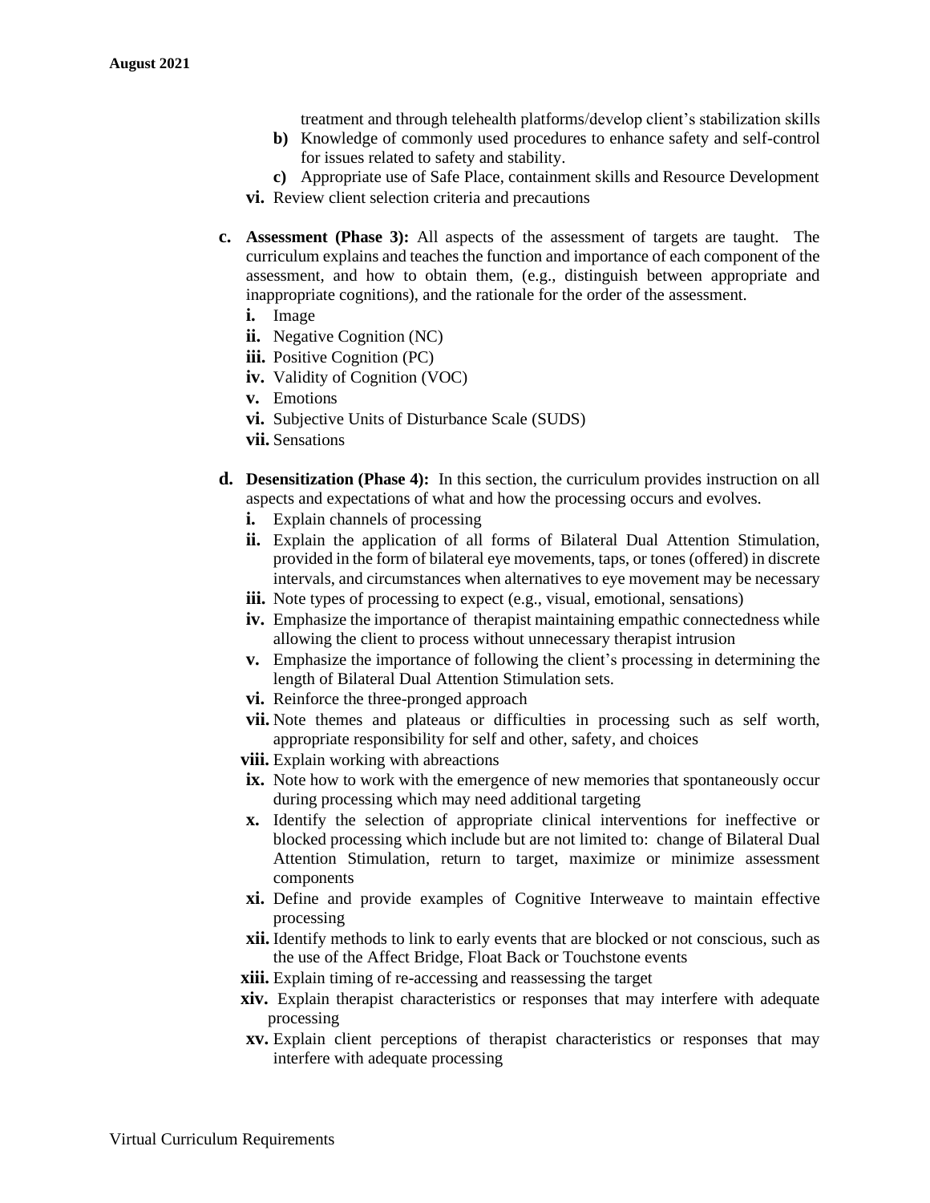treatment and through telehealth platforms/develop client's stabilization skills

   b) Knowledge of commonly used procedures to enhance safety and self-control for issues related to safety and stability.
   c) Appropriate use of Safe Place, containment skills and Resource Development

vi. Review client selection criteria and precautions

**c. Assessment (Phase 3):** All aspects of the assessment of targets are taught. The curriculum explains and teaches the function and importance of each component of the assessment, and how to obtain them, (e.g., distinguish between appropriate and inappropriate cognitions), and the rationale for the order of the assessment.

- **i.** Image
- **ii.** Negative Cognition (NC)
- **iii.** Positive Cognition (PC)
- **iv.** Validity of Cognition (VOC)
- **v.** Emotions
- **vi.** Subjective Units of Disturbance Scale (SUDS)
- **vii.** Sensations

**d. Desensitization (Phase 4):** In this section, the curriculum provides instruction on all aspects and expectations of what and how the processing occurs and evolves.

- **i.** Explain channels of processing
- **ii.** Explain the application of all forms of Bilateral Dual Attention Stimulation, provided in the form of bilateral eye movements, taps, or tones (offered) in discrete intervals, and circumstances when alternatives to eye movement may be necessary
- **iii.** Note types of processing to expect (e.g., visual, emotional, sensations)
- **iv.** Emphasize the importance of therapist maintaining empathic connectedness while allowing the client to process without unnecessary therapist intrusion
- **v.** Emphasize the importance of following the client's processing in determining the length of Bilateral Dual Attention Stimulation sets.
- **vi.** Reinforce the three-pronged approach
- **vii.** Note themes and plateaus or difficulties in processing such as self worth, appropriate responsibility for self and other, safety, and choices
- **viii.** Explain working with abreactions
- **ix.** Note how to work with the emergence of new memories that spontaneously occur during processing which may need additional targeting
- **x.** Identify the selection of appropriate clinical interventions for ineffective or blocked processing which include but are not limited to: change of Bilateral Dual Attention Stimulation, return to target, maximize or minimize assessment components
- **xi.** Define and provide examples of Cognitive Interweave to maintain effective processing
- **xii.** Identify methods to link to early events that are blocked or not conscious, such as the use of the Affect Bridge, Float Back or Touchstone events
- **xiii.** Explain timing of re-accessing and reassessing the target
- **xiv.** Explain therapist characteristics or responses that may interfere with adequate processing
- **xv.** Explain client perceptions of therapist characteristics or responses that may interfere with adequate processing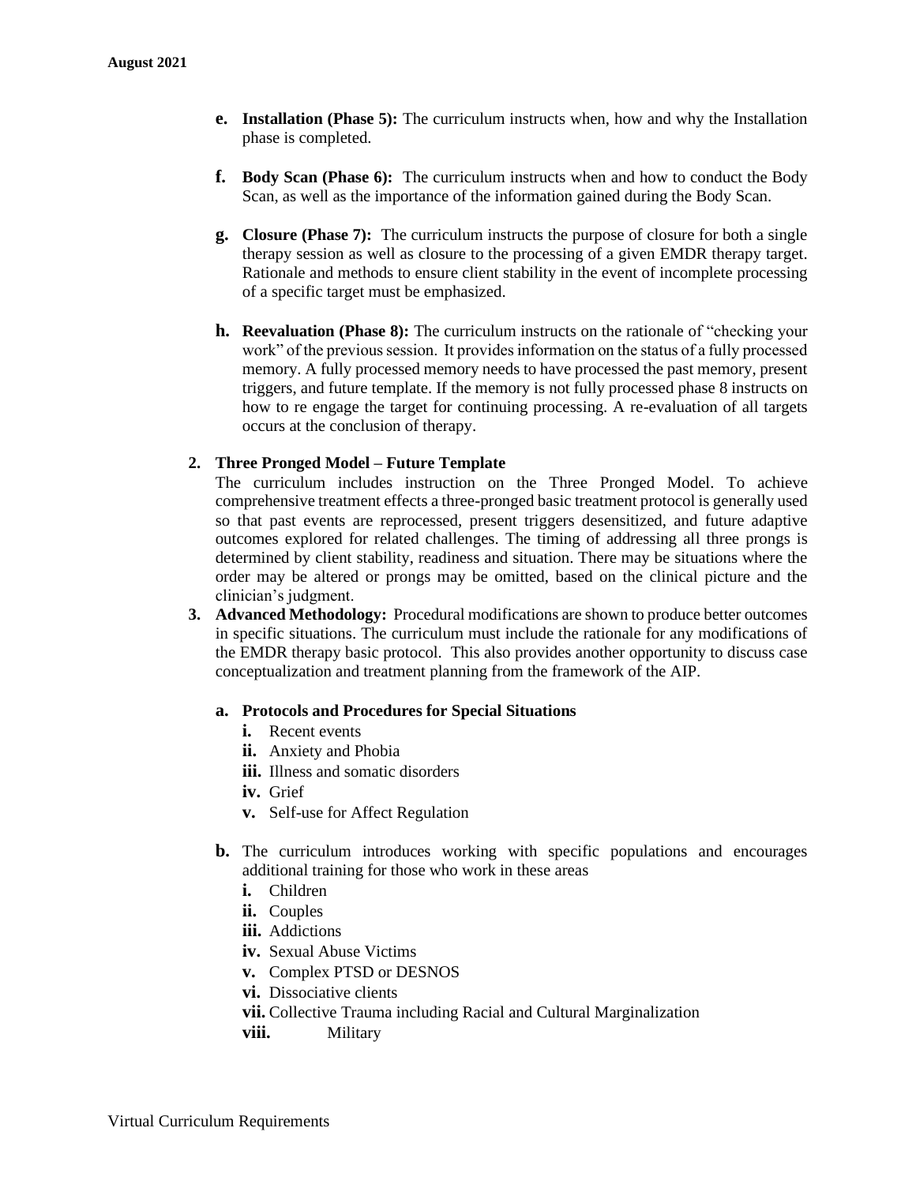e. **Installation (Phase 5):** The curriculum instructs when, how and why the Installation phase is completed.

f. **Body Scan (Phase 6):** The curriculum instructs when and how to conduct the Body Scan, as well as the importance of the information gained during the Body Scan.

g. **Closure (Phase 7):** The curriculum instructs the purpose of closure for both a single therapy session as well as closure to the processing of a given EMDR therapy target. Rationale and methods to ensure client stability in the event of incomplete processing of a specific target must be emphasized.

h. **Reevaluation (Phase 8):** The curriculum instructs on the rationale of "checking your work" of the previous session. It provides information on the status of a fully processed memory. A fully processed memory needs to have processed the past memory, present triggers, and future template. If the memory is not fully processed phase 8 instructs on how to re engage the target for continuing processing. A re-evaluation of all targets occurs at the conclusion of therapy.

2. **Three Pronged Model – Future Template**
   The curriculum includes instruction on the Three Pronged Model. To achieve comprehensive treatment effects a three-pronged basic treatment protocol is generally used so that past events are reprocessed, present triggers desensitized, and future adaptive outcomes explored for related challenges. The timing of addressing all three prongs is determined by client stability, readiness and situation. There may be situations where the order may be altered or prongs may be omitted, based on the clinical picture and the clinician's judgment.

3. **Advanced Methodology:** Procedural modifications are shown to produce better outcomes in specific situations. The curriculum must include the rationale for any modifications of the EMDR therapy basic protocol. This also provides another opportunity to discuss case conceptualization and treatment planning from the framework of the AIP.

   a. **Protocols and Procedures for Special Situations**
      i. Recent events
      ii. Anxiety and Phobia
      iii. Illness and somatic disorders
      iv. Grief
      v. Self-use for Affect Regulation

   b. The curriculum introduces working with specific populations and encourages additional training for those who work in these areas
      i. Children
      ii. Couples
      iii. Addictions
      iv. Sexual Abuse Victims
      v. Complex PTSD or DESNOS
      vi. Dissociative clients
      vii. Collective Trauma including Racial and Cultural Marginalization
      viii. Military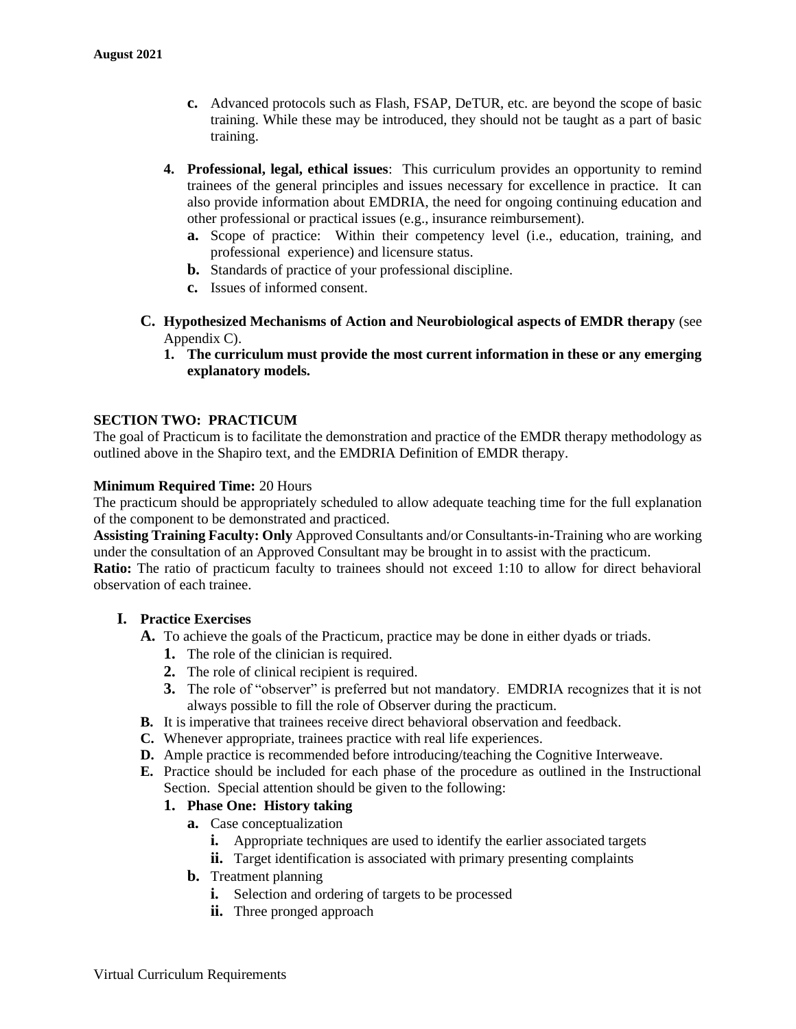c. Advanced protocols such as Flash, FSAP, DeTUR, etc. are beyond the scope of basic training. While these may be introduced, they should not be taught as a part of basic training.

4. **Professional, legal, ethical issues**: This curriculum provides an opportunity to remind trainees of the general principles and issues necessary for excellence in practice. It can also provide information about EMDRIA, the need for ongoing continuing education and other professional or practical issues (e.g., insurance reimbursement).
   - **a.** Scope of practice: Within their competency level (i.e., education, training, and professional experience) and licensure status.
   - **b.** Standards of practice of your professional discipline.
   - **c.** Issues of informed consent.

**C. Hypothesized Mechanisms of Action and Neurobiological aspects of EMDR therapy** (see Appendix C).

1. **The curriculum must provide the most current information in these or any emerging explanatory models.**

## SECTION TWO: PRACTICUM

The goal of Practicum is to facilitate the demonstration and practice of the EMDR therapy methodology as outlined above in the Shapiro text, and the EMDRIA Definition of EMDR therapy.

**Minimum Required Time:** 20 Hours

The practicum should be appropriately scheduled to allow adequate teaching time for the full explanation of the component to be demonstrated and practiced.

**Assisting Training Faculty: Only** Approved Consultants and/or Consultants-in-Training who are working under the consultation of an Approved Consultant may be brought in to assist with the practicum.

**Ratio:** The ratio of practicum faculty to trainees should not exceed 1:10 to allow for direct behavioral observation of each trainee.

### I. Practice Exercises

**A.** To achieve the goals of the Practicum, practice may be done in either dyads or triads.

1. The role of the clinician is required.
2. The role of clinical recipient is required.
3. The role of "observer" is preferred but not mandatory. EMDRIA recognizes that it is not always possible to fill the role of Observer during the practicum.

**B.** It is imperative that trainees receive direct behavioral observation and feedback.

**C.** Whenever appropriate, trainees practice with real life experiences.

**D.** Ample practice is recommended before introducing/teaching the Cognitive Interweave.

**E.** Practice should be included for each phase of the procedure as outlined in the Instructional Section. Special attention should be given to the following:

1. **Phase One: History taking**
   - **a.** Case conceptualization
     - **i.** Appropriate techniques are used to identify the earlier associated targets
     - **ii.** Target identification is associated with primary presenting complaints
   - **b.** Treatment planning
     - **i.** Selection and ordering of targets to be processed
     - **ii.** Three pronged approach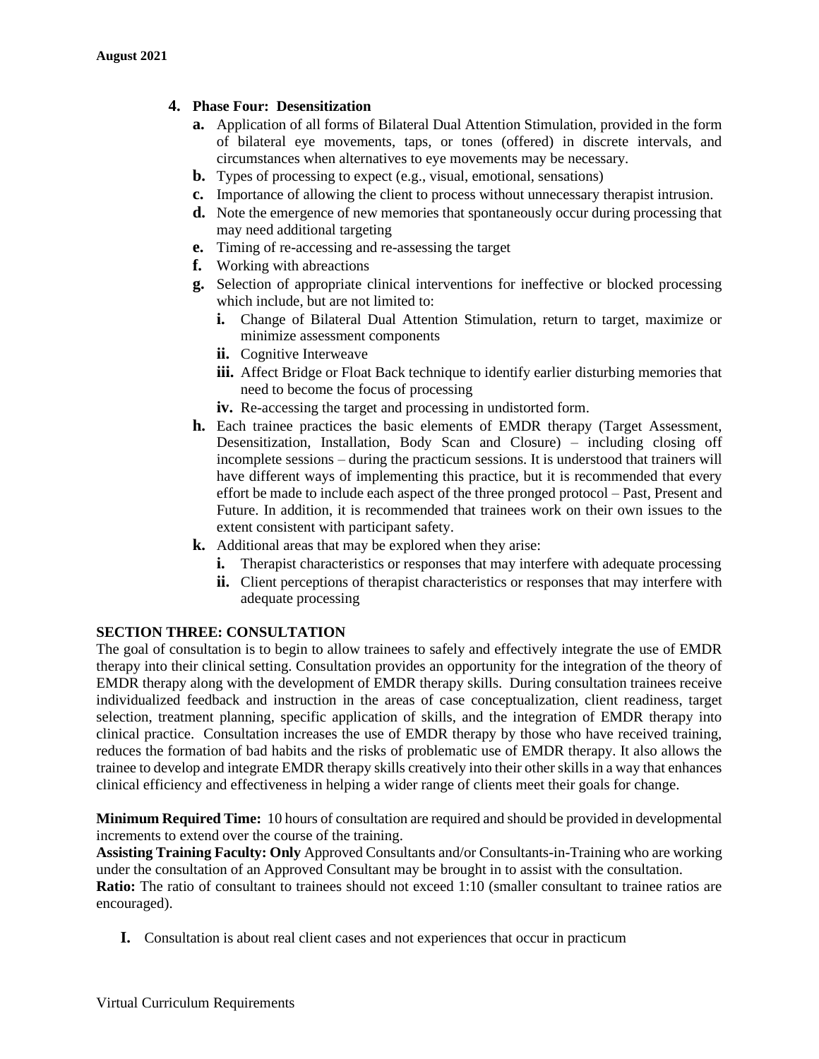4. **Phase Four: Desensitization**
    - **a.** Application of all forms of Bilateral Dual Attention Stimulation, provided in the form of bilateral eye movements, taps, or tones (offered) in discrete intervals, and circumstances when alternatives to eye movements may be necessary.
    - **b.** Types of processing to expect (e.g., visual, emotional, sensations)
    - **c.** Importance of allowing the client to process without unnecessary therapist intrusion.
    - **d.** Note the emergence of new memories that spontaneously occur during processing that may need additional targeting
    - **e.** Timing of re-accessing and re-assessing the target
    - **f.** Working with abreactions
    - **g.** Selection of appropriate clinical interventions for ineffective or blocked processing which include, but are not limited to:
        - **i.** Change of Bilateral Dual Attention Stimulation, return to target, maximize or minimize assessment components
        - **ii.** Cognitive Interweave
        - **iii.** Affect Bridge or Float Back technique to identify earlier disturbing memories that need to become the focus of processing
        - **iv.** Re-accessing the target and processing in undistorted form.
    - **h.** Each trainee practices the basic elements of EMDR therapy (Target Assessment, Desensitization, Installation, Body Scan and Closure) – including closing off incomplete sessions – during the practicum sessions. It is understood that trainers will have different ways of implementing this practice, but it is recommended that every effort be made to include each aspect of the three pronged protocol – Past, Present and Future. In addition, it is recommended that trainees work on their own issues to the extent consistent with participant safety.
    - **k.** Additional areas that may be explored when they arise:
        - **i.** Therapist characteristics or responses that may interfere with adequate processing
        - **ii.** Client perceptions of therapist characteristics or responses that may interfere with adequate processing

## SECTION THREE: CONSULTATION

The goal of consultation is to begin to allow trainees to safely and effectively integrate the use of EMDR therapy into their clinical setting. Consultation provides an opportunity for the integration of the theory of EMDR therapy along with the development of EMDR therapy skills. During consultation trainees receive individualized feedback and instruction in the areas of case conceptualization, client readiness, target selection, treatment planning, specific application of skills, and the integration of EMDR therapy into clinical practice. Consultation increases the use of EMDR therapy by those who have received training, reduces the formation of bad habits and the risks of problematic use of EMDR therapy. It also allows the trainee to develop and integrate EMDR therapy skills creatively into their other skills in a way that enhances clinical efficiency and effectiveness in helping a wider range of clients meet their goals for change.

**Minimum Required Time:** 10 hours of consultation are required and should be provided in developmental increments to extend over the course of the training.
**Assisting Training Faculty: Only** Approved Consultants and/or Consultants-in-Training who are working under the consultation of an Approved Consultant may be brought in to assist with the consultation.
**Ratio:** The ratio of consultant to trainees should not exceed 1:10 (smaller consultant to trainee ratios are encouraged).

**I.** Consultation is about real client cases and not experiences that occur in practicum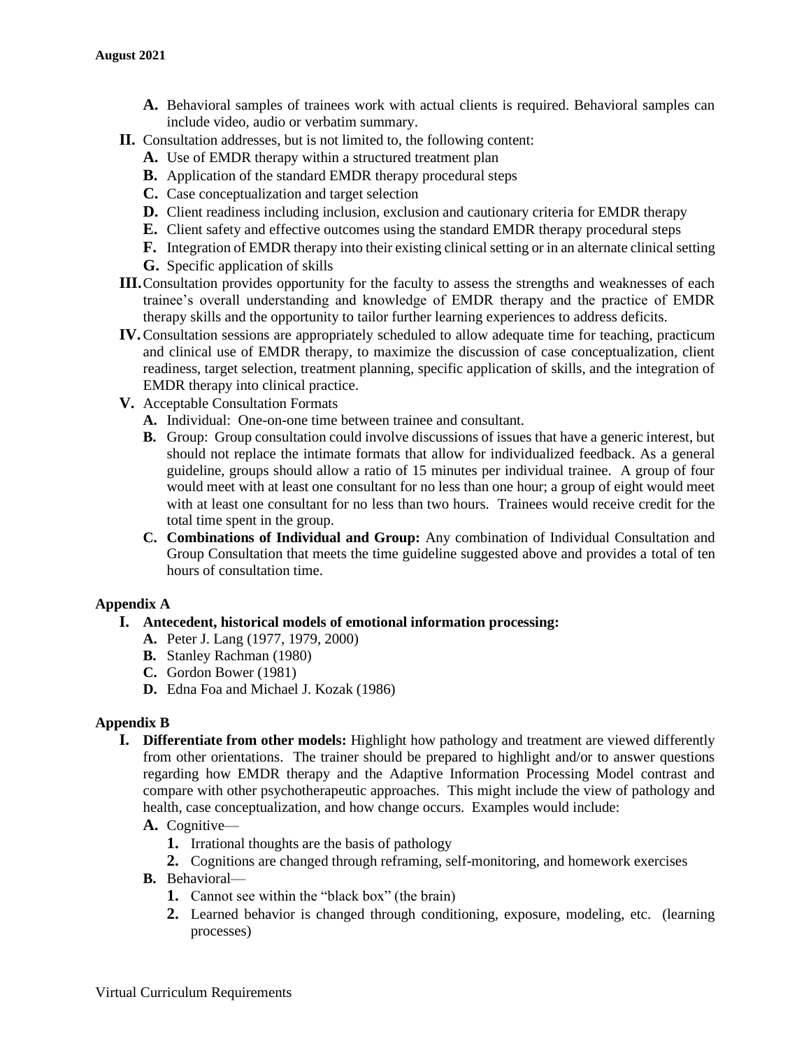- **A.** Behavioral samples of trainees work with actual clients is required. Behavioral samples can include video, audio or verbatim summary.

**II.** Consultation addresses, but is not limited to, the following content:

- **A.** Use of EMDR therapy within a structured treatment plan
- **B.** Application of the standard EMDR therapy procedural steps
- **C.** Case conceptualization and target selection
- **D.** Client readiness including inclusion, exclusion and cautionary criteria for EMDR therapy
- **E.** Client safety and effective outcomes using the standard EMDR therapy procedural steps
- **F.** Integration of EMDR therapy into their existing clinical setting or in an alternate clinical setting
- **G.** Specific application of skills

**III.** Consultation provides opportunity for the faculty to assess the strengths and weaknesses of each trainee's overall understanding and knowledge of EMDR therapy and the practice of EMDR therapy skills and the opportunity to tailor further learning experiences to address deficits.

**IV.** Consultation sessions are appropriately scheduled to allow adequate time for teaching, practicum and clinical use of EMDR therapy, to maximize the discussion of case conceptualization, client readiness, target selection, treatment planning, specific application of skills, and the integration of EMDR therapy into clinical practice.

**V.** Acceptable Consultation Formats

- **A.** Individual: One-on-one time between trainee and consultant.
- **B.** Group: Group consultation could involve discussions of issues that have a generic interest, but should not replace the intimate formats that allow for individualized feedback. As a general guideline, groups should allow a ratio of 15 minutes per individual trainee. A group of four would meet with at least one consultant for no less than one hour; a group of eight would meet with at least one consultant for no less than two hours. Trainees would receive credit for the total time spent in the group.
- **C. Combinations of Individual and Group:** Any combination of Individual Consultation and Group Consultation that meets the time guideline suggested above and provides a total of ten hours of consultation time.

## Appendix A

**I. Antecedent, historical models of emotional information processing:**

- **A.** Peter J. Lang (1977, 1979, 2000)
- **B.** Stanley Rachman (1980)
- **C.** Gordon Bower (1981)
- **D.** Edna Foa and Michael J. Kozak (1986)

## Appendix B

**I. Differentiate from other models:** Highlight how pathology and treatment are viewed differently from other orientations. The trainer should be prepared to highlight and/or to answer questions regarding how EMDR therapy and the Adaptive Information Processing Model contrast and compare with other psychotherapeutic approaches. This might include the view of pathology and health, case conceptualization, and how change occurs. Examples would include:

- **A.** Cognitive—
  1. Irrational thoughts are the basis of pathology
  2. Cognitions are changed through reframing, self-monitoring, and homework exercises
- **B.** Behavioral—
  1. Cannot see within the "black box" (the brain)
  2. Learned behavior is changed through conditioning, exposure, modeling, etc. (learning processes)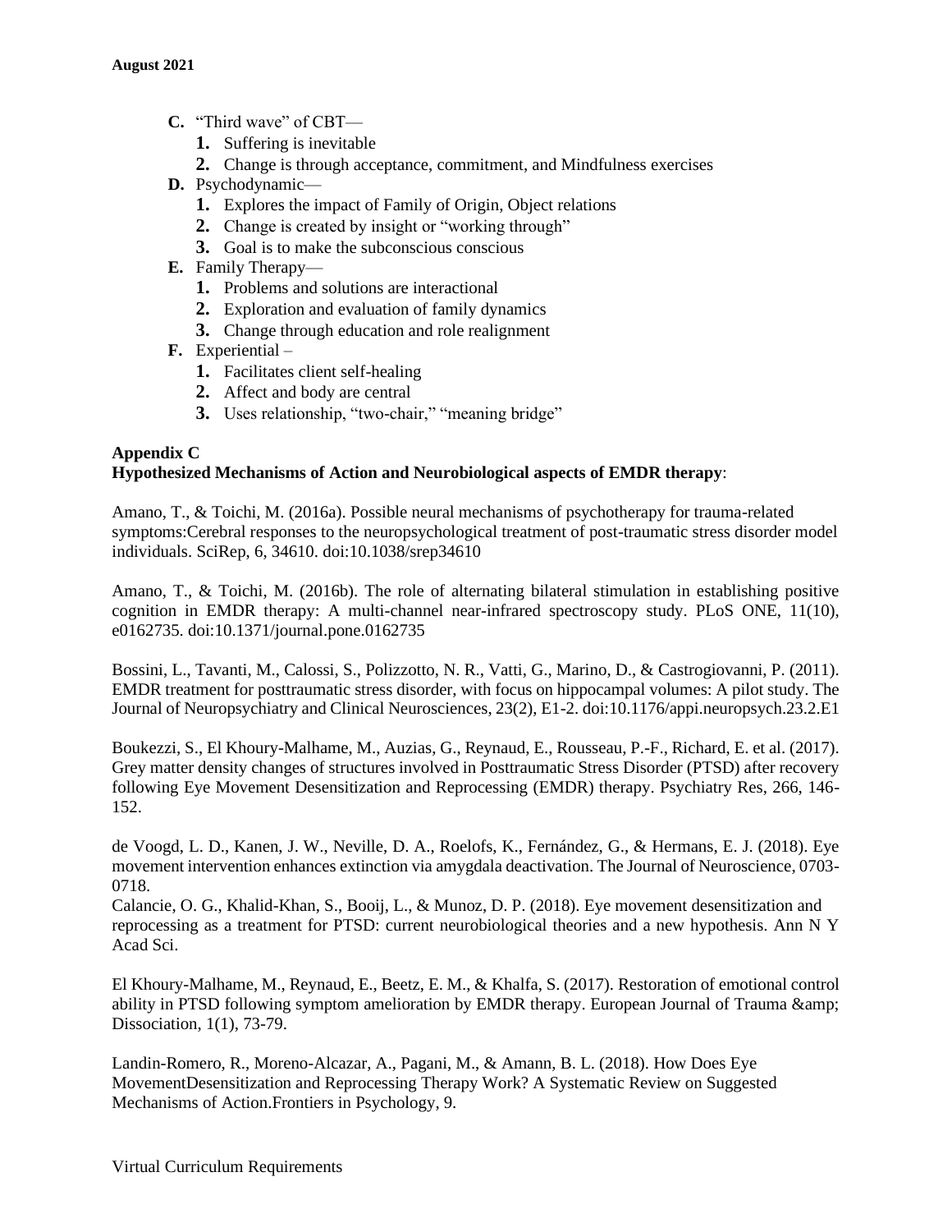- **C.** "Third wave" of CBT—
  - **1.** Suffering is inevitable
  - **2.** Change is through acceptance, commitment, and Mindfulness exercises
- **D.** Psychodynamic—
  - **1.** Explores the impact of Family of Origin, Object relations
  - **2.** Change is created by insight or "working through"
  - **3.** Goal is to make the subconscious conscious
- **E.** Family Therapy—
  - **1.** Problems and solutions are interactional
  - **2.** Exploration and evaluation of family dynamics
  - **3.** Change through education and role realignment
- **F.** Experiential –
  - **1.** Facilitates client self-healing
  - **2.** Affect and body are central
  - **3.** Uses relationship, "two-chair," "meaning bridge"

**Appendix C**
**Hypothesized Mechanisms of Action and Neurobiological aspects of EMDR therapy**:

Amano, T., & Toichi, M. (2016a). Possible neural mechanisms of psychotherapy for trauma-related symptoms:Cerebral responses to the neuropsychological treatment of post-traumatic stress disorder model individuals. SciRep, 6, 34610. doi:10.1038/srep34610

Amano, T., & Toichi, M. (2016b). The role of alternating bilateral stimulation in establishing positive cognition in EMDR therapy: A multi-channel near-infrared spectroscopy study. PLoS ONE, 11(10), e0162735. doi:10.1371/journal.pone.0162735

Bossini, L., Tavanti, M., Calossi, S., Polizzotto, N. R., Vatti, G., Marino, D., & Castrogiovanni, P. (2011). EMDR treatment for posttraumatic stress disorder, with focus on hippocampal volumes: A pilot study. The Journal of Neuropsychiatry and Clinical Neurosciences, 23(2), E1-2. doi:10.1176/appi.neuropsych.23.2.E1

Boukezzi, S., El Khoury-Malhame, M., Auzias, G., Reynaud, E., Rousseau, P.-F., Richard, E. et al. (2017). Grey matter density changes of structures involved in Posttraumatic Stress Disorder (PTSD) after recovery following Eye Movement Desensitization and Reprocessing (EMDR) therapy. Psychiatry Res, 266, 146-152.

de Voogd, L. D., Kanen, J. W., Neville, D. A., Roelofs, K., Fernández, G., & Hermans, E. J. (2018). Eye movement intervention enhances extinction via amygdala deactivation. The Journal of Neuroscience, 0703-0718.

Calancie, O. G., Khalid-Khan, S., Booij, L., & Munoz, D. P. (2018). Eye movement desensitization and reprocessing as a treatment for PTSD: current neurobiological theories and a new hypothesis. Ann N Y Acad Sci.

El Khoury-Malhame, M., Reynaud, E., Beetz, E. M., & Khalfa, S. (2017). Restoration of emotional control ability in PTSD following symptom amelioration by EMDR therapy. European Journal of Trauma &amp; Dissociation, 1(1), 73-79.

Landin-Romero, R., Moreno-Alcazar, A., Pagani, M., & Amann, B. L. (2018). How Does Eye MovementDesensitization and Reprocessing Therapy Work? A Systematic Review on Suggested Mechanisms of Action.Frontiers in Psychology, 9.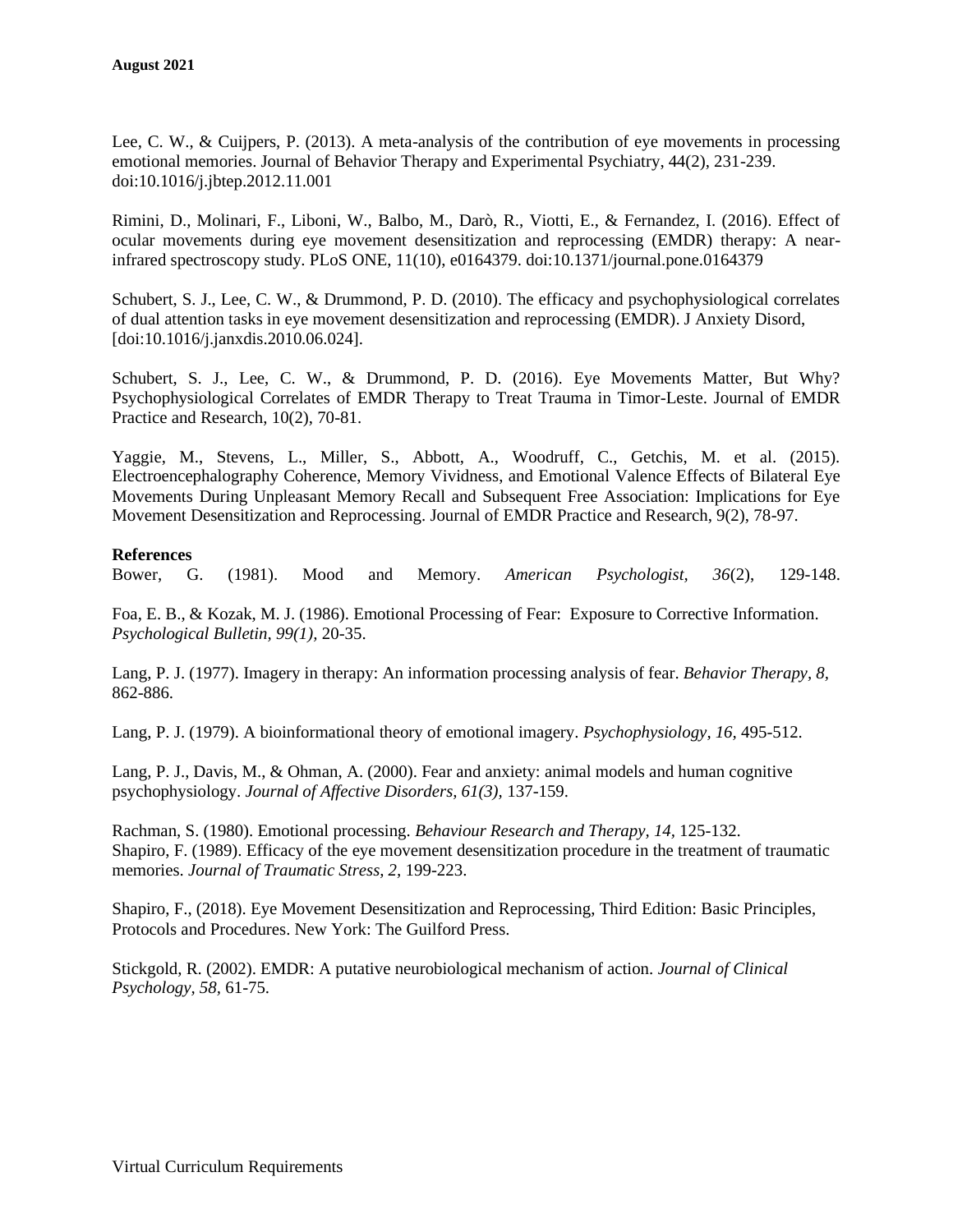Lee, C. W., & Cuijpers, P. (2013). A meta-analysis of the contribution of eye movements in processing emotional memories. Journal of Behavior Therapy and Experimental Psychiatry, 44(2), 231-239. doi:10.1016/j.jbtep.2012.11.001

Rimini, D., Molinari, F., Liboni, W., Balbo, M., Darò, R., Viotti, E., & Fernandez, I. (2016). Effect of ocular movements during eye movement desensitization and reprocessing (EMDR) therapy: A near-infrared spectroscopy study. PLoS ONE, 11(10), e0164379. doi:10.1371/journal.pone.0164379

Schubert, S. J., Lee, C. W., & Drummond, P. D. (2010). The efficacy and psychophysiological correlates of dual attention tasks in eye movement desensitization and reprocessing (EMDR). J Anxiety Disord, [doi:10.1016/j.janxdis.2010.06.024].

Schubert, S. J., Lee, C. W., & Drummond, P. D. (2016). Eye Movements Matter, But Why? Psychophysiological Correlates of EMDR Therapy to Treat Trauma in Timor-Leste. Journal of EMDR Practice and Research, 10(2), 70-81.

Yaggie, M., Stevens, L., Miller, S., Abbott, A., Woodruff, C., Getchis, M. et al. (2015). Electroencephalography Coherence, Memory Vividness, and Emotional Valence Effects of Bilateral Eye Movements During Unpleasant Memory Recall and Subsequent Free Association: Implications for Eye Movement Desensitization and Reprocessing. Journal of EMDR Practice and Research, 9(2), 78-97.

**References**

Bower, G. (1981). Mood and Memory. *American Psychologist, 36*(2), 129-148.

Foa, E. B., & Kozak, M. J. (1986). Emotional Processing of Fear: Exposure to Corrective Information. *Psychological Bulletin, 99(1),* 20-35.

Lang, P. J. (1977). Imagery in therapy: An information processing analysis of fear. *Behavior Therapy, 8,* 862-886.

Lang, P. J. (1979). A bioinformational theory of emotional imagery. *Psychophysiology, 16,* 495-512.

Lang, P. J., Davis, M., & Ohman, A. (2000). Fear and anxiety: animal models and human cognitive psychophysiology. *Journal of Affective Disorders, 61(3),* 137-159.

Rachman, S. (1980). Emotional processing. *Behaviour Research and Therapy, 14,* 125-132.

Shapiro, F. (1989). Efficacy of the eye movement desensitization procedure in the treatment of traumatic memories. *Journal of Traumatic Stress, 2,* 199-223.

Shapiro, F., (2018). Eye Movement Desensitization and Reprocessing, Third Edition: Basic Principles, Protocols and Procedures. New York: The Guilford Press.

Stickgold, R. (2002). EMDR: A putative neurobiological mechanism of action. *Journal of Clinical Psychology, 58,* 61-75.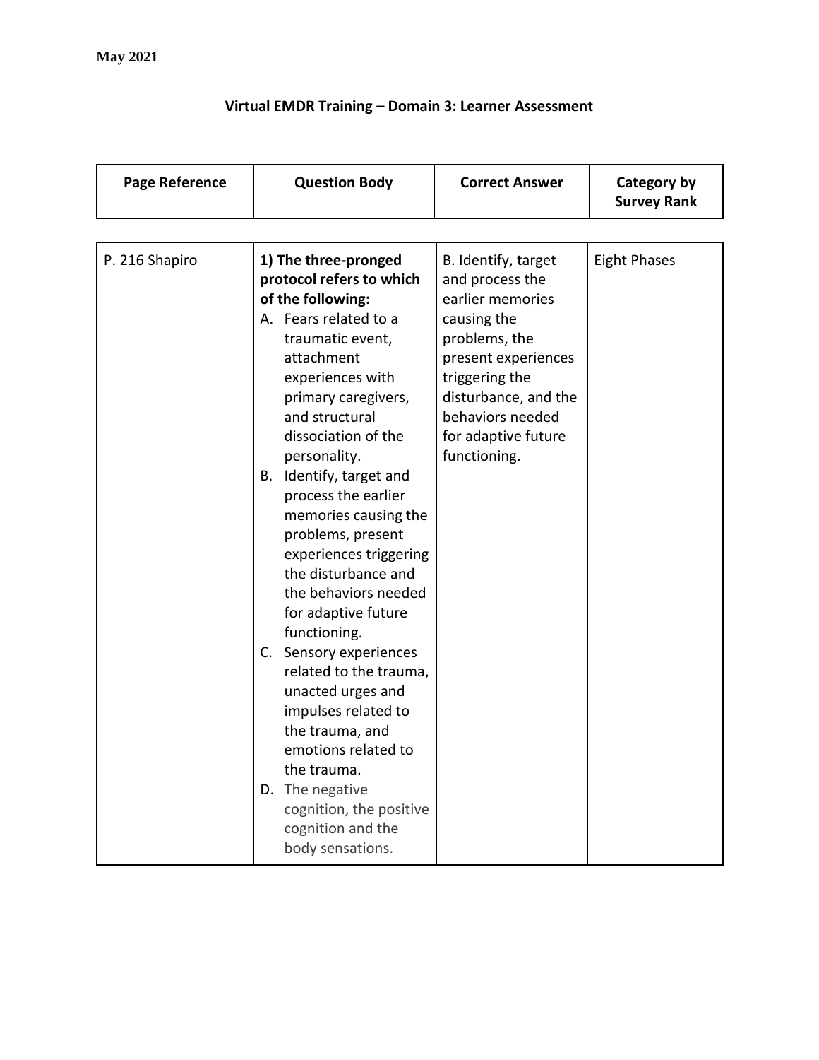**May 2021**

**Virtual EMDR Training – Domain 3: Learner Assessment**

| **Page Reference** | **Question Body** | **Correct Answer** | **Category by Survey Rank** |
|---|---|---|---|
| P. 216 Shapiro | **1) The three-pronged protocol refers to which of the following:**<br>A. Fears related to a traumatic event, attachment experiences with primary caregivers, and structural dissociation of the personality.<br>B. Identify, target and process the earlier memories causing the problems, present experiences triggering the disturbance and the behaviors needed for adaptive future functioning.<br>C. Sensory experiences related to the trauma, unacted urges and impulses related to the trauma, and emotions related to the trauma.<br>D. The negative cognition, the positive cognition and the body sensations. | B. Identify, target and process the earlier memories causing the problems, the present experiences triggering the disturbance, and the behaviors needed for adaptive future functioning. | Eight Phases |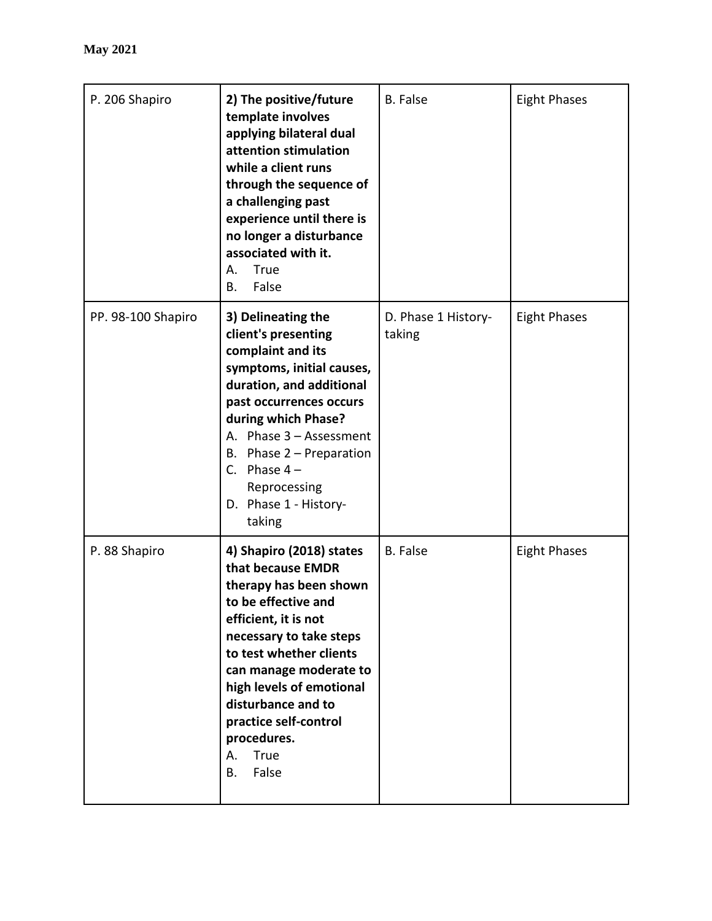**May 2021**

| | | | |
|---|---|---|---|
| P. 206 Shapiro | **2) The positive/future template involves applying bilateral dual attention stimulation while a client runs through the sequence of a challenging past experience until there is no longer a disturbance associated with it.**<br>A. True<br>B. False | B. False | Eight Phases |
| PP. 98-100 Shapiro | **3) Delineating the client's presenting complaint and its symptoms, initial causes, duration, and additional past occurrences occurs during which Phase?**<br>A. Phase 3 – Assessment<br>B. Phase 2 – Preparation<br>C. Phase 4 – Reprocessing<br>D. Phase 1 - History-taking | D. Phase 1 History-taking | Eight Phases |
| P. 88 Shapiro | **4) Shapiro (2018) states that because EMDR therapy has been shown to be effective and efficient, it is not necessary to take steps to test whether clients can manage moderate to high levels of emotional disturbance and to practice self-control procedures.**<br>A. True<br>B. False | B. False | Eight Phases |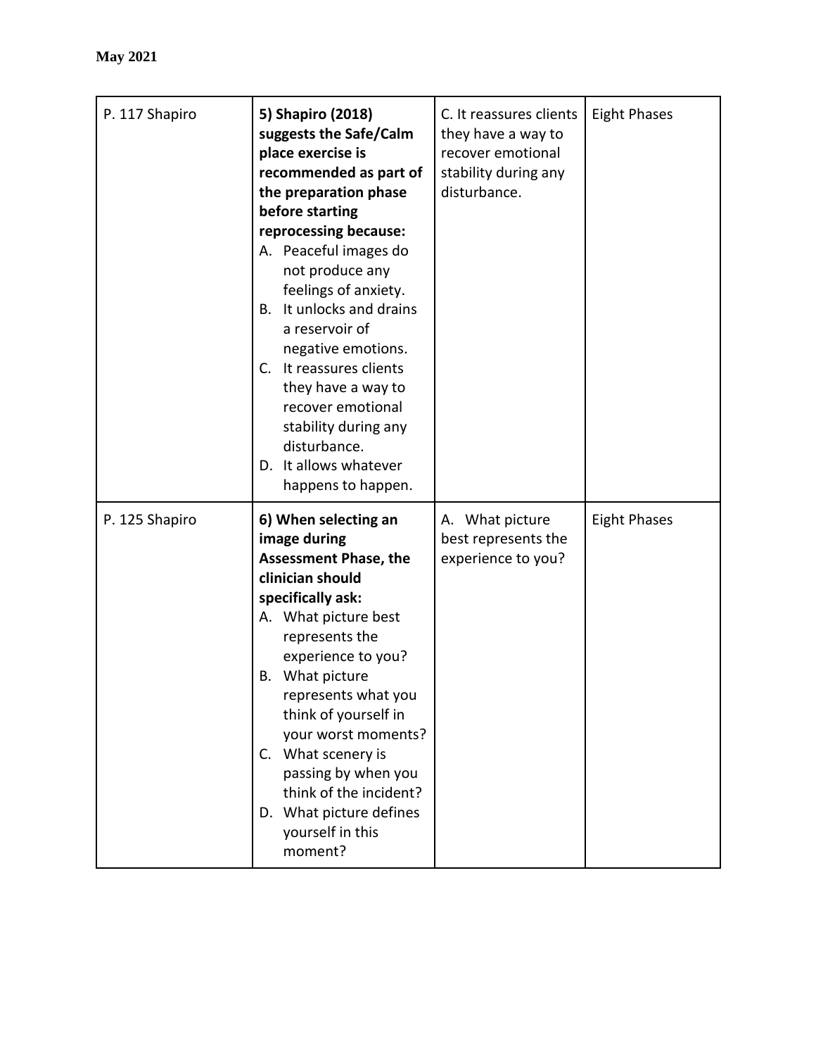**May 2021**

| P. 117 Shapiro | **5) Shapiro (2018) suggests the Safe/Calm place exercise is recommended as part of the preparation phase before starting reprocessing because:**<br>A. Peaceful images do not produce any feelings of anxiety.<br>B. It unlocks and drains a reservoir of negative emotions.<br>C. It reassures clients they have a way to recover emotional stability during any disturbance.<br>D. It allows whatever happens to happen. | C. It reassures clients they have a way to recover emotional stability during any disturbance. | Eight Phases |
|---|---|---|---|
| P. 125 Shapiro | **6) When selecting an image during Assessment Phase, the clinician should specifically ask:**<br>A. What picture best represents the experience to you?<br>B. What picture represents what you think of yourself in your worst moments?<br>C. What scenery is passing by when you think of the incident?<br>D. What picture defines yourself in this moment? | A. What picture best represents the experience to you? | Eight Phases |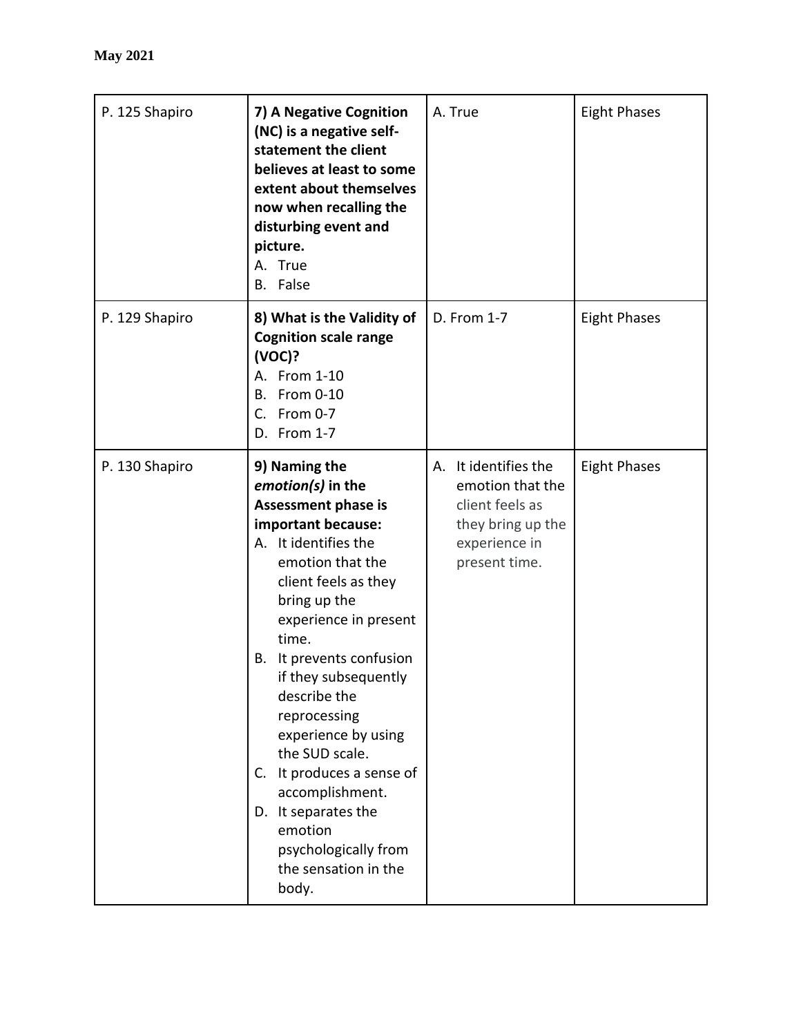**May 2021**

| P. 125 Shapiro | **7) A Negative Cognition (NC) is a negative self-statement the client believes at least to some extent about themselves now when recalling the disturbing event and picture.**<br>A. True<br>B. False | A. True | Eight Phases |
|---|---|---|---|
| P. 129 Shapiro | **8) What is the Validity of Cognition scale range (VOC)?**<br>A. From 1-10<br>B. From 0-10<br>C. From 0-7<br>D. From 1-7 | D. From 1-7 | Eight Phases |
| P. 130 Shapiro | **9) Naming the *emotion(s)* in the Assessment phase is important because:**<br>A. It identifies the emotion that the client feels as they bring up the experience in present time.<br>B. It prevents confusion if they subsequently describe the reprocessing experience by using the SUD scale.<br>C. It produces a sense of accomplishment.<br>D. It separates the emotion psychologically from the sensation in the body. | A. It identifies the emotion that the client feels as they bring up the experience in present time. | Eight Phases |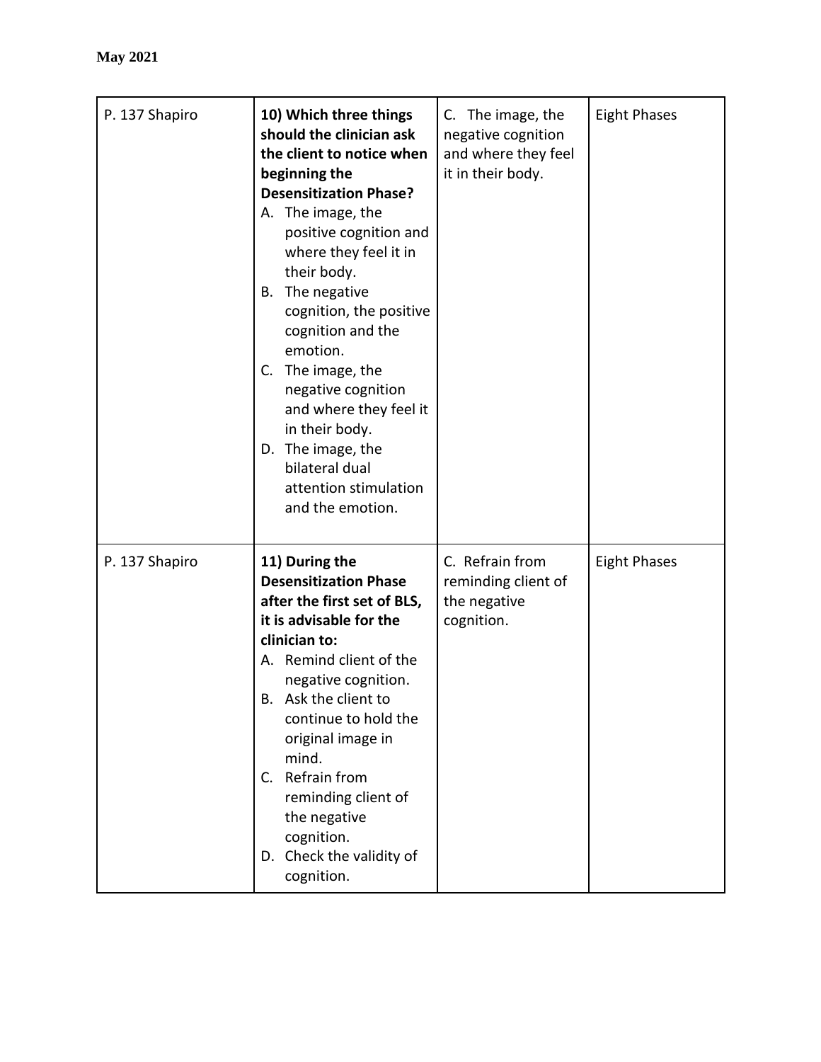| P. 137 Shapiro | **10) Which three things should the clinician ask the client to notice when beginning the Desensitization Phase?**<br>A. The image, the positive cognition and where they feel it in their body.<br>B. The negative cognition, the positive cognition and the emotion.<br>C. The image, the negative cognition and where they feel it in their body.<br>D. The image, the bilateral dual attention stimulation and the emotion. | C. The image, the negative cognition and where they feel it in their body. | Eight Phases |
|---|---|---|---|
| P. 137 Shapiro | **11) During the Desensitization Phase after the first set of BLS, it is advisable for the clinician to:**<br>A. Remind client of the negative cognition.<br>B. Ask the client to continue to hold the original image in mind.<br>C. Refrain from reminding client of the negative cognition.<br>D. Check the validity of cognition. | C. Refrain from reminding client of the negative cognition. | Eight Phases |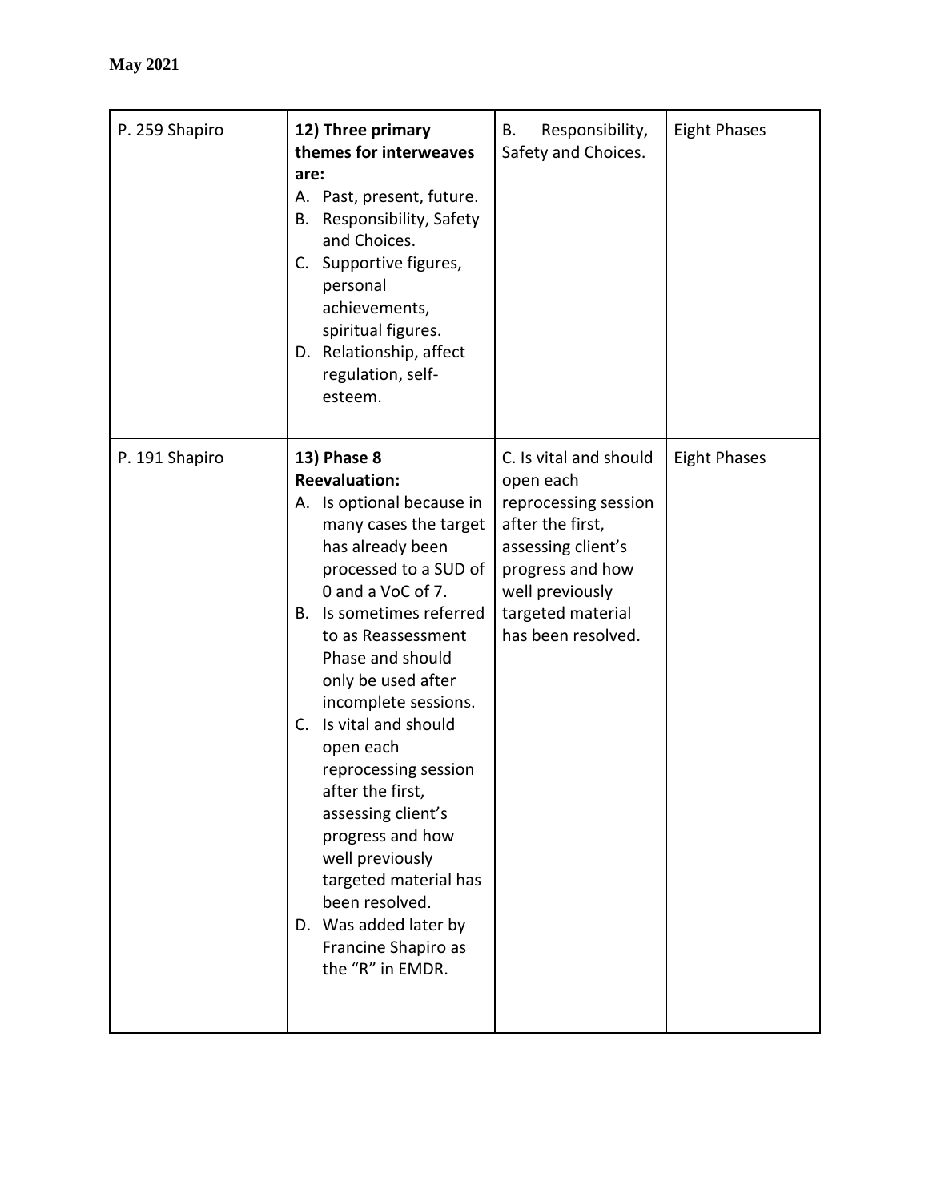**May 2021**

| | | | |
|---|---|---|---|
| P. 259 Shapiro | **12) Three primary themes for interweaves are:**<br>A. Past, present, future.<br>B. Responsibility, Safety and Choices.<br>C. Supportive figures, personal achievements, spiritual figures.<br>D. Relationship, affect regulation, self-esteem. | B. Responsibility, Safety and Choices. | Eight Phases |
| P. 191 Shapiro | **13) Phase 8 Reevaluation:**<br>A. Is optional because in many cases the target has already been processed to a SUD of 0 and a VoC of 7.<br>B. Is sometimes referred to as Reassessment Phase and should only be used after incomplete sessions.<br>C. Is vital and should open each reprocessing session after the first, assessing client's progress and how well previously targeted material has been resolved.<br>D. Was added later by Francine Shapiro as the "R" in EMDR. | C. Is vital and should open each reprocessing session after the first, assessing client's progress and how well previously targeted material has been resolved. | Eight Phases |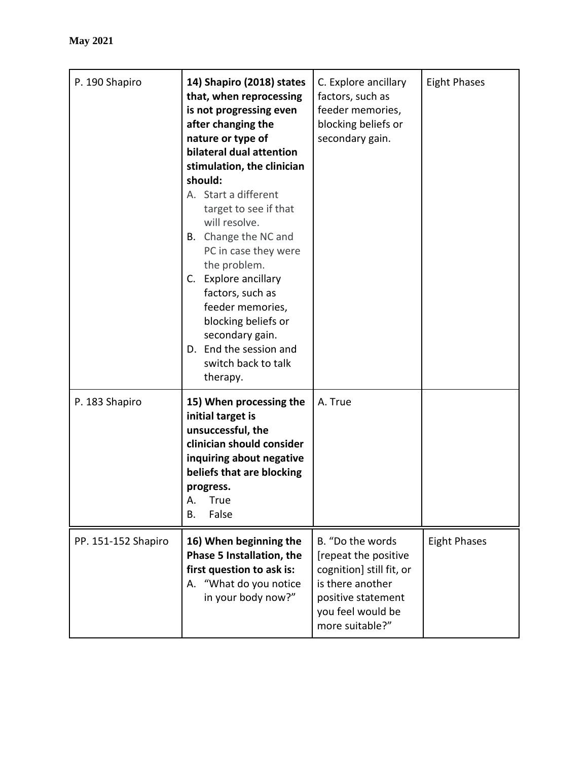**May 2021**

| | | | |
|---|---|---|---|
| P. 190 Shapiro | **14) Shapiro (2018) states that, when reprocessing is not progressing even after changing the nature or type of bilateral dual attention stimulation, the clinician should:**<br>A. Start a different target to see if that will resolve.<br>B. Change the NC and PC in case they were the problem.<br>C. Explore ancillary factors, such as feeder memories, blocking beliefs or secondary gain.<br>D. End the session and switch back to talk therapy. | C. Explore ancillary factors, such as feeder memories, blocking beliefs or secondary gain. | Eight Phases |
| P. 183 Shapiro | **15) When processing the initial target is unsuccessful, the clinician should consider inquiring about negative beliefs that are blocking progress.**<br>A. True<br>B. False | A. True | |
| PP. 151-152 Shapiro | **16) When beginning the Phase 5 Installation, the first question to ask is:**<br>A. "What do you notice in your body now?" | B. "Do the words [repeat the positive cognition] still fit, or is there another positive statement you feel would be more suitable?" | Eight Phases |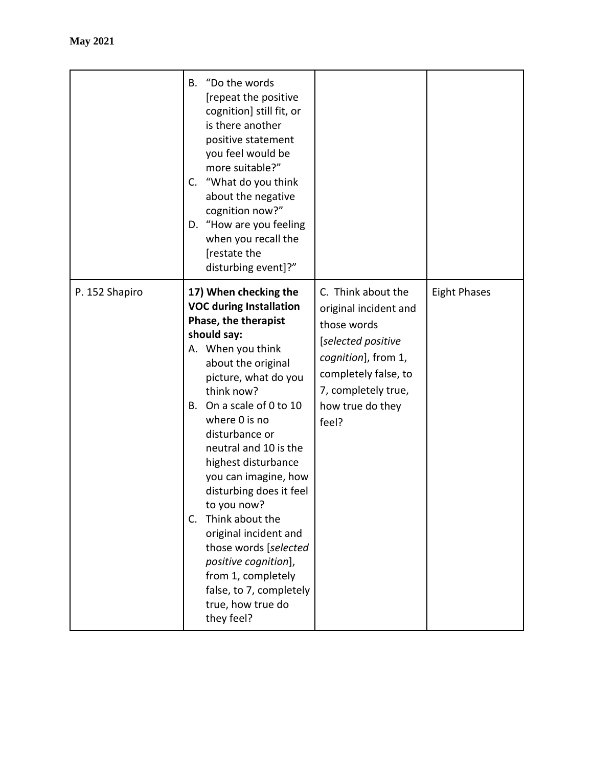**May 2021**

| | | | |
|---|---|---|---|
| | B. "Do the words [repeat the positive cognition] still fit, or is there another positive statement you feel would be more suitable?"<br>C. "What do you think about the negative cognition now?"<br>D. "How are you feeling when you recall the [restate the disturbing event]?" | | |
| P. 152 Shapiro | **17) When checking the VOC during Installation Phase, the therapist should say:**<br>A. When you think about the original picture, what do you think now?<br>B. On a scale of 0 to 10 where 0 is no disturbance or neutral and 10 is the highest disturbance you can imagine, how disturbing does it feel to you now?<br>C. Think about the original incident and those words [*selected positive cognition*], from 1, completely false, to 7, completely true, how true do they feel? | C. Think about the original incident and those words [*selected positive cognition*], from 1, completely false, to 7, completely true, how true do they feel? | Eight Phases |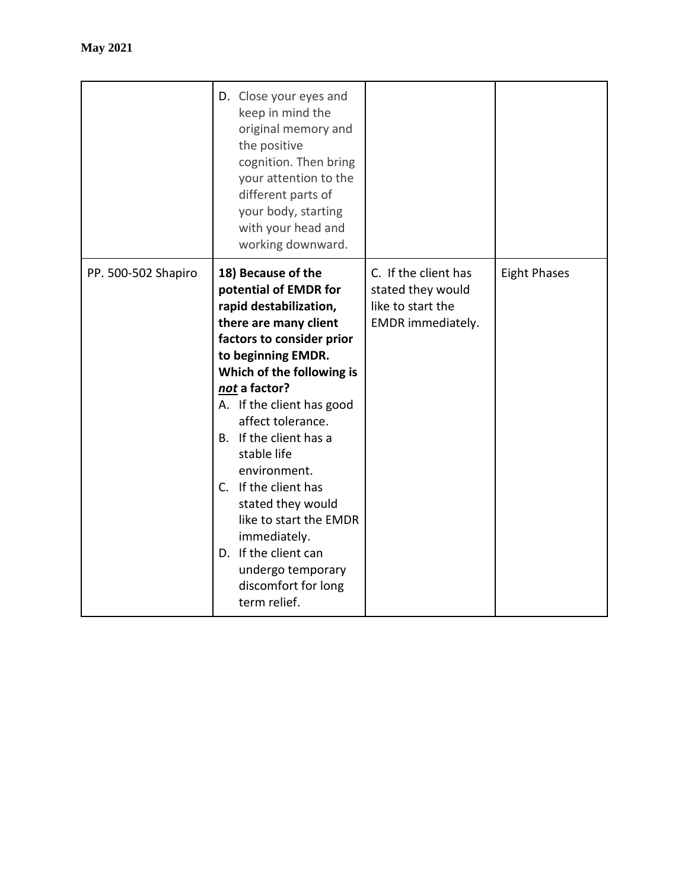**May 2021**

| | | | |
|---|---|---|---|
| | D. Close your eyes and keep in mind the original memory and the positive cognition. Then bring your attention to the different parts of your body, starting with your head and working downward. | | |
| PP. 500-502 Shapiro | **18) Because of the potential of EMDR for rapid destabilization, there are many client factors to consider prior to beginning EMDR. Which of the following is *not* a factor?**<br>A. If the client has good affect tolerance.<br>B. If the client has a stable life environment.<br>C. If the client has stated they would like to start the EMDR immediately.<br>D. If the client can undergo temporary discomfort for long term relief. | C. If the client has stated they would like to start the EMDR immediately. | Eight Phases |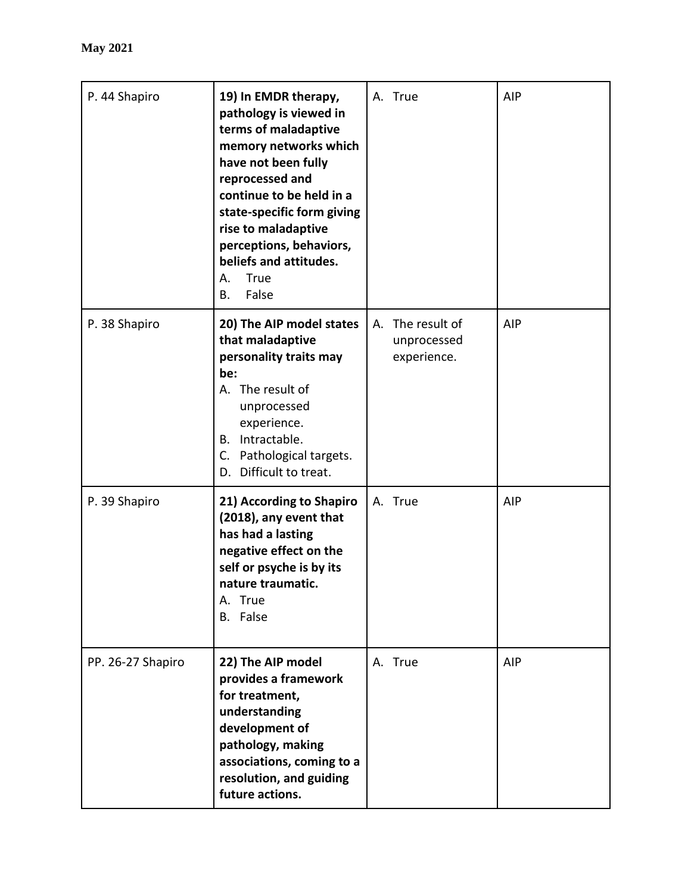**May 2021**

| P. 44 Shapiro | **19) In EMDR therapy, pathology is viewed in terms of maladaptive memory networks which have not been fully reprocessed and continue to be held in a state-specific form giving rise to maladaptive perceptions, behaviors, beliefs and attitudes.**<br>A. True<br>B. False | A. True | AIP |
|---|---|---|---|
| P. 38 Shapiro | **20) The AIP model states that maladaptive personality traits may be:**<br>A. The result of unprocessed experience.<br>B. Intractable.<br>C. Pathological targets.<br>D. Difficult to treat. | A. The result of unprocessed experience. | AIP |
| P. 39 Shapiro | **21) According to Shapiro (2018), any event that has had a lasting negative effect on the self or psyche is by its nature traumatic.**<br>A. True<br>B. False | A. True | AIP |
| PP. 26-27 Shapiro | **22) The AIP model provides a framework for treatment, understanding development of pathology, making associations, coming to a resolution, and guiding future actions.** | A. True | AIP |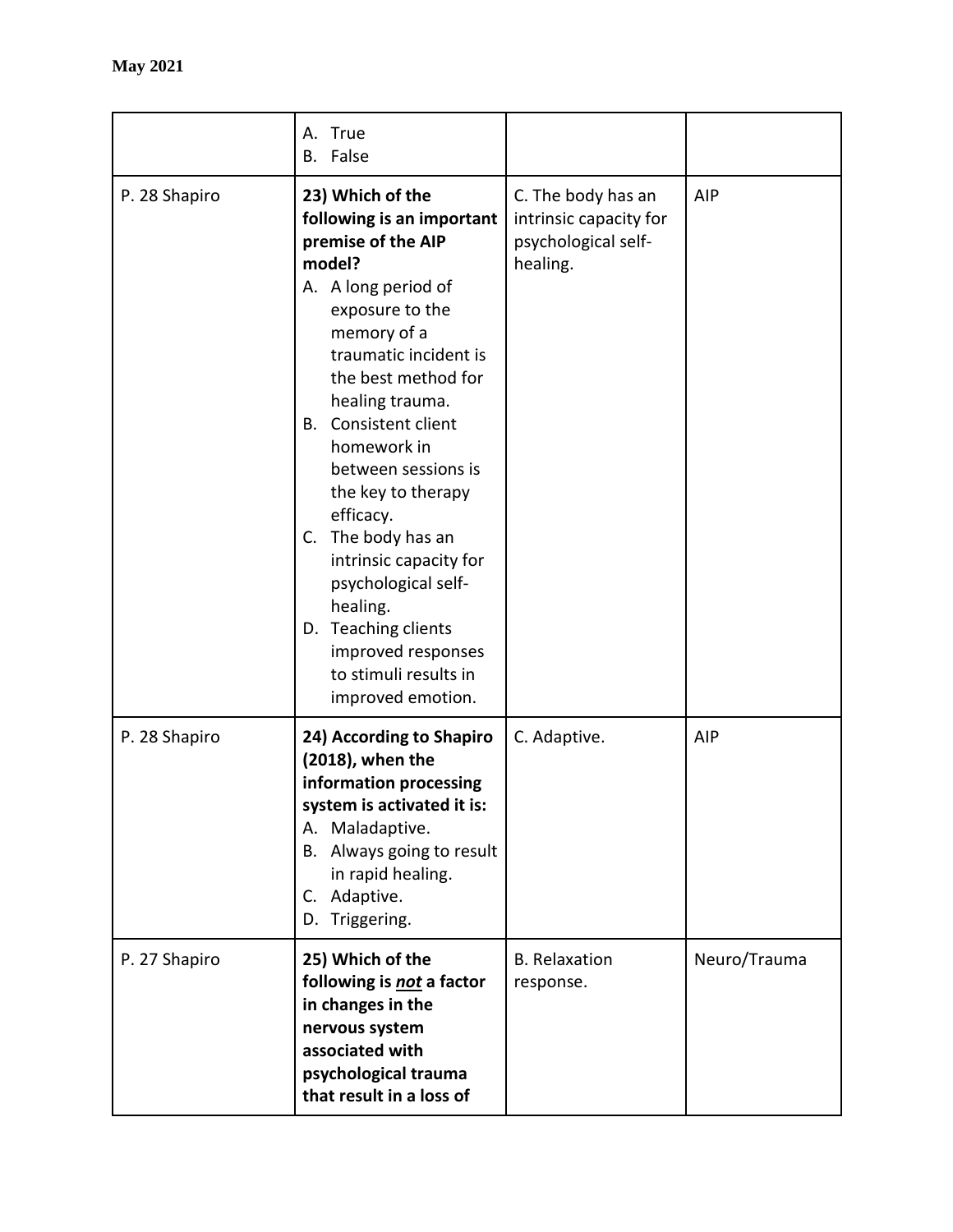**May 2021**

| | | | |
|---|---|---|---|
| | A. True<br>B. False | | |
| P. 28 Shapiro | **23) Which of the following is an important premise of the AIP model?**<br>A. A long period of exposure to the memory of a traumatic incident is the best method for healing trauma.<br>B. Consistent client homework in between sessions is the key to therapy efficacy.<br>C. The body has an intrinsic capacity for psychological self-healing.<br>D. Teaching clients improved responses to stimuli results in improved emotion. | C. The body has an intrinsic capacity for psychological self-healing. | AIP |
| P. 28 Shapiro | **24) According to Shapiro (2018), when the information processing system is activated it is:**<br>A. Maladaptive.<br>B. Always going to result in rapid healing.<br>C. Adaptive.<br>D. Triggering. | C. Adaptive. | AIP |
| P. 27 Shapiro | **25) Which of the following is *not* a factor in changes in the nervous system associated with psychological trauma that result in a loss of** | B. Relaxation response. | Neuro/Trauma |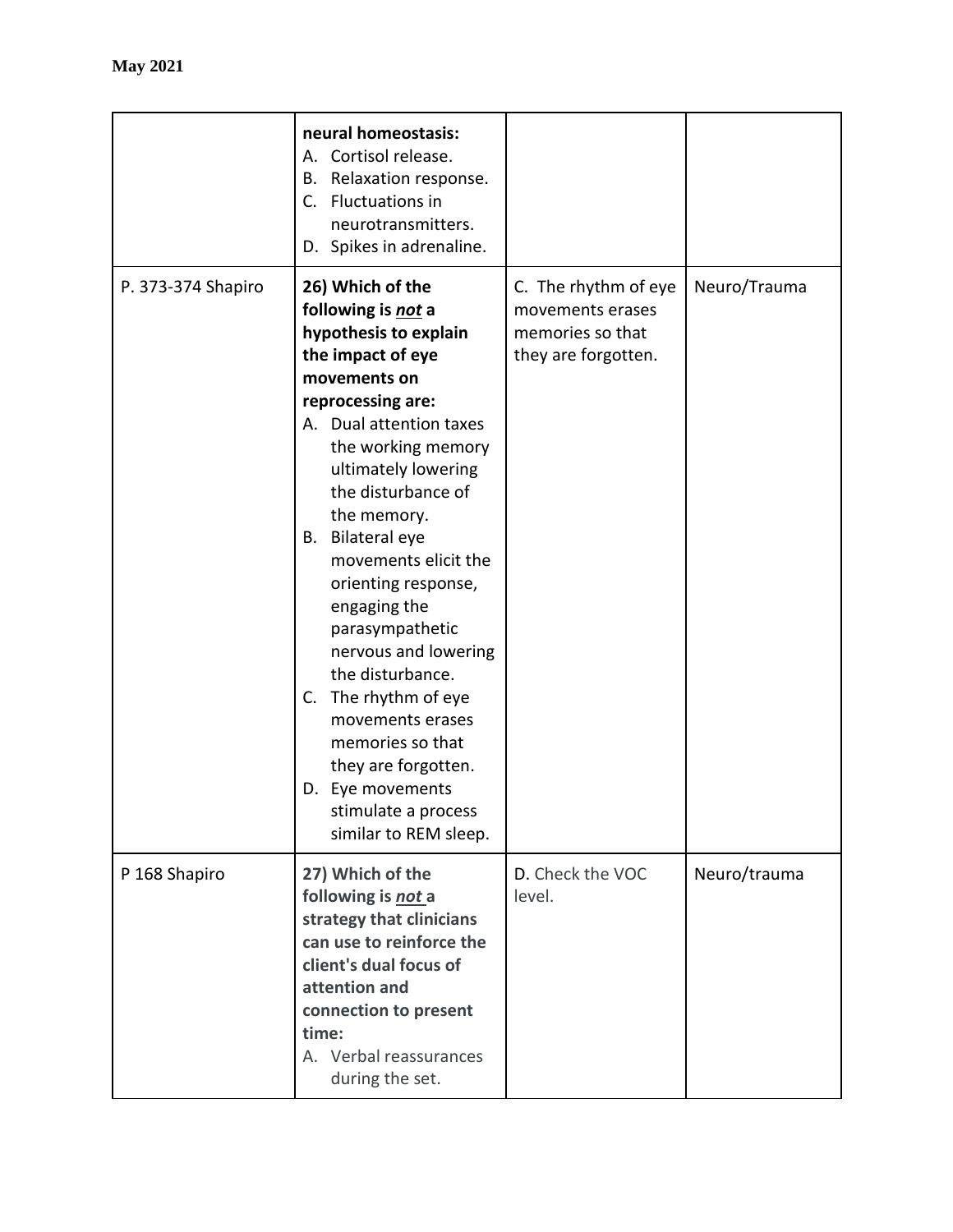| | **neural homeostasis:**<br>A. Cortisol release.<br>B. Relaxation response.<br>C. Fluctuations in neurotransmitters.<br>D. Spikes in adrenaline. | | |
|---|---|---|---|
| P. 373-374 Shapiro | **26) Which of the following is *not* a hypothesis to explain the impact of eye movements on reprocessing are:**<br>A. Dual attention taxes the working memory ultimately lowering the disturbance of the memory.<br>B. Bilateral eye movements elicit the orienting response, engaging the parasympathetic nervous and lowering the disturbance.<br>C. The rhythm of eye movements erases memories so that they are forgotten.<br>D. Eye movements stimulate a process similar to REM sleep. | C. The rhythm of eye movements erases memories so that they are forgotten. | Neuro/Trauma |
| P 168 Shapiro | **27) Which of the following is *not* a strategy that clinicians can use to reinforce the client's dual focus of attention and connection to present time:**<br>A. Verbal reassurances during the set. | D. Check the VOC level. | Neuro/trauma |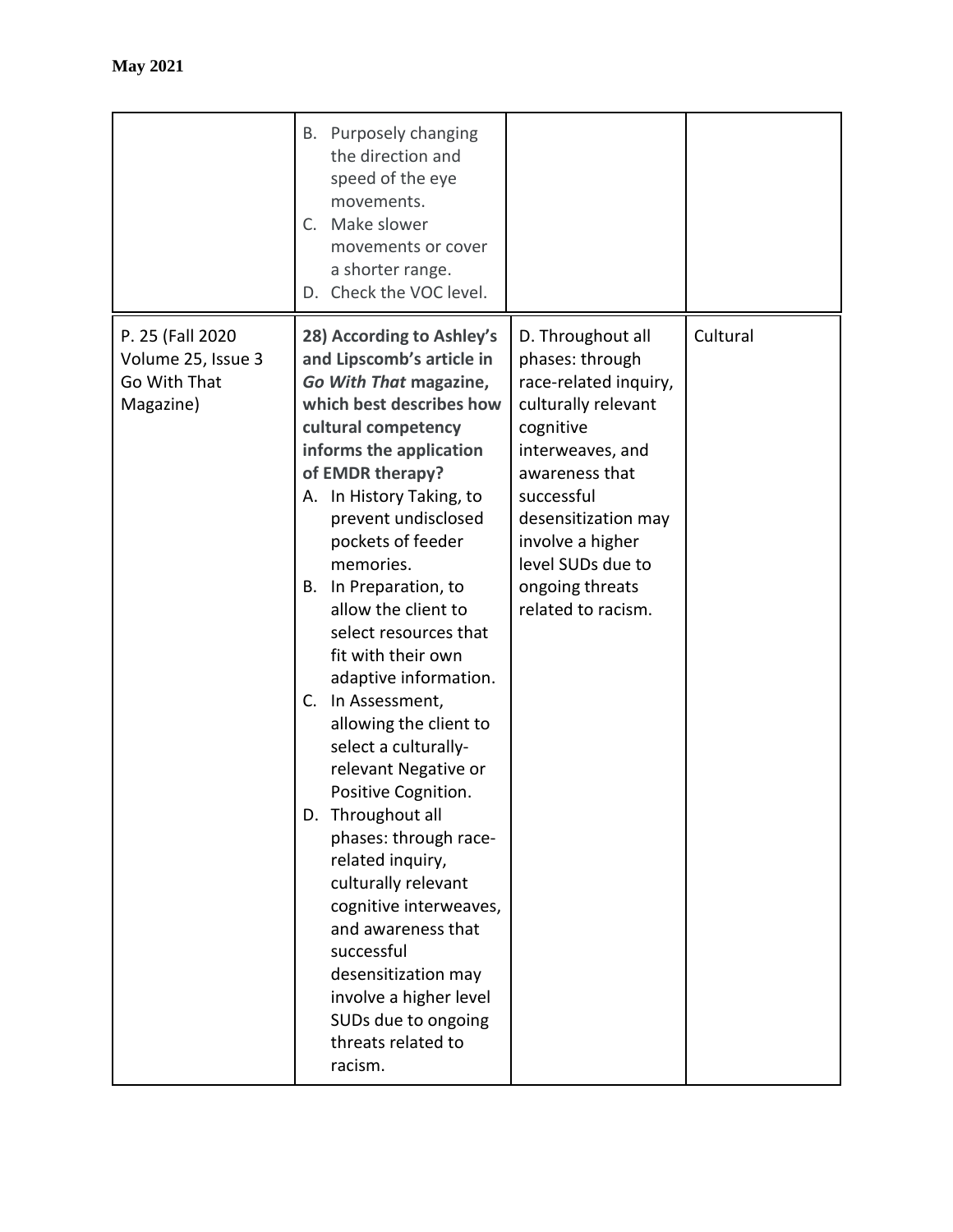**May 2021**

| | | | |
|---|---|---|---|
| | B. Purposely changing the direction and speed of the eye movements.<br>C. Make slower movements or cover a shorter range.<br>D. Check the VOC level. | | |
| P. 25 (Fall 2020 Volume 25, Issue 3 Go With That Magazine) | **28) According to Ashley's and Lipscomb's article in *Go With That* magazine, which best describes how cultural competency informs the application of EMDR therapy?**<br>A. In History Taking, to prevent undisclosed pockets of feeder memories.<br>B. In Preparation, to allow the client to select resources that fit with their own adaptive information.<br>C. In Assessment, allowing the client to select a culturally-relevant Negative or Positive Cognition.<br>D. Throughout all phases: through race-related inquiry, culturally relevant cognitive interweaves, and awareness that successful desensitization may involve a higher level SUDs due to ongoing threats related to racism. | D. Throughout all phases: through race-related inquiry, culturally relevant cognitive interweaves, and awareness that successful desensitization may involve a higher level SUDs due to ongoing threats related to racism. | Cultural |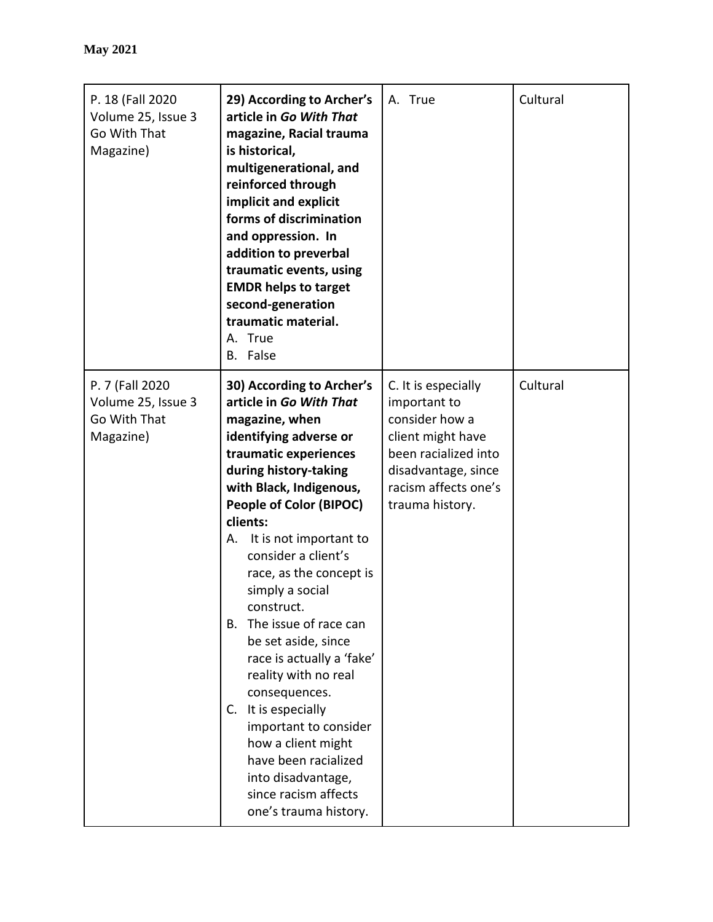| P. 18 (Fall 2020 Volume 25, Issue 3 Go With That Magazine) | **29) According to Archer's article in *Go With That* magazine, Racial trauma is historical, multigenerational, and reinforced through implicit and explicit forms of discrimination and oppression. In addition to preverbal traumatic events, using EMDR helps to target second-generation traumatic material.**<br>A. True<br>B. False | A. True | Cultural |
|---|---|---|---|
| P. 7 (Fall 2020 Volume 25, Issue 3 Go With That Magazine) | **30) According to Archer's article in *Go With That* magazine, when identifying adverse or traumatic experiences during history-taking with Black, Indigenous, People of Color (BIPOC) clients:**<br>A. It is not important to consider a client's race, as the concept is simply a social construct.<br>B. The issue of race can be set aside, since race is actually a 'fake' reality with no real consequences.<br>C. It is especially important to consider how a client might have been racialized into disadvantage, since racism affects one's trauma history. | C. It is especially important to consider how a client might have been racialized into disadvantage, since racism affects one's trauma history. | Cultural |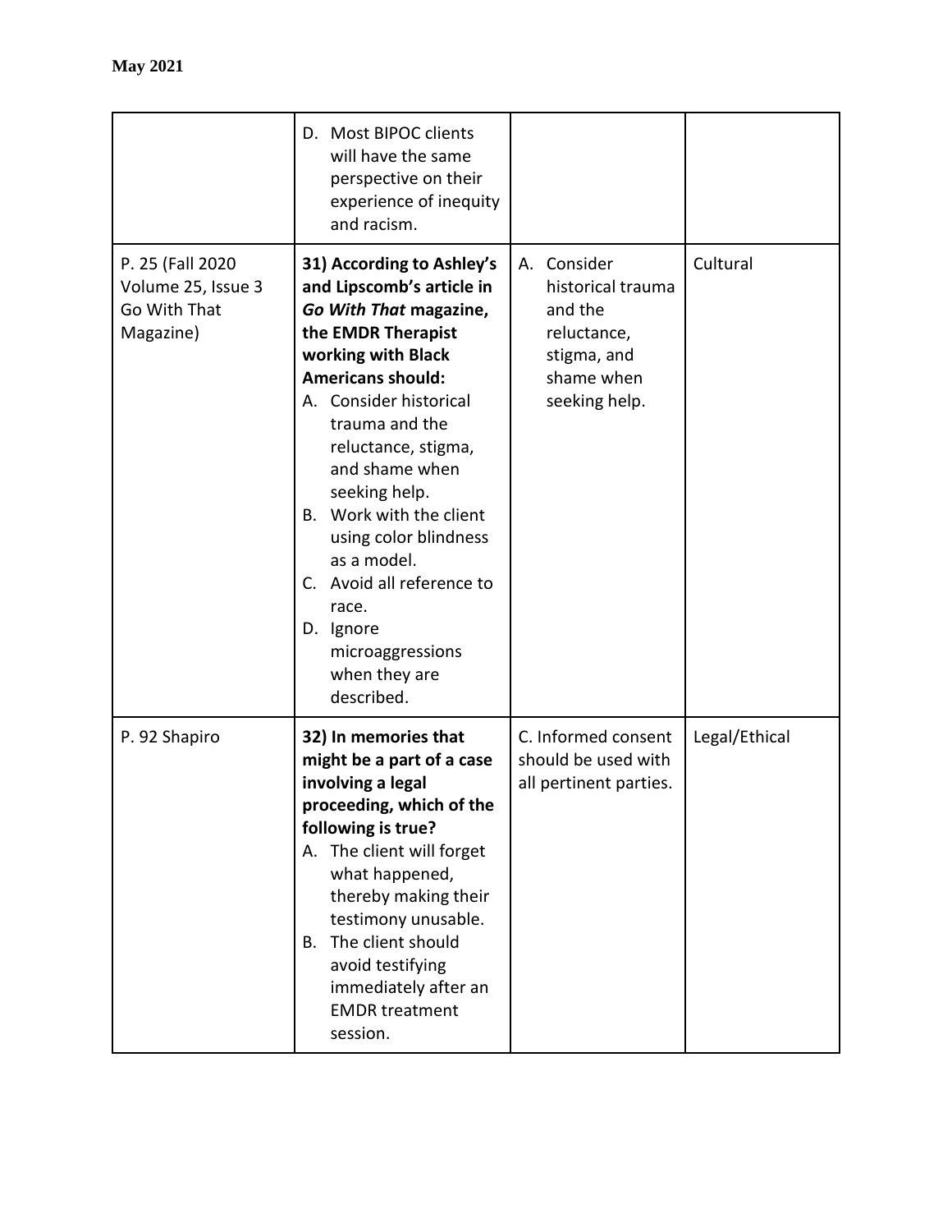**May 2021**

| | | | |
|---|---|---|---|
| | D. Most BIPOC clients will have the same perspective on their experience of inequity and racism. | | |
| P. 25 (Fall 2020 Volume 25, Issue 3 Go With That Magazine) | **31) According to Ashley's and Lipscomb's article in *Go With That* magazine, the EMDR Therapist working with Black Americans should:**<br>A. Consider historical trauma and the reluctance, stigma, and shame when seeking help.<br>B. Work with the client using color blindness as a model.<br>C. Avoid all reference to race.<br>D. Ignore microaggressions when they are described. | A. Consider historical trauma and the reluctance, stigma, and shame when seeking help. | Cultural |
| P. 92 Shapiro | **32) In memories that might be a part of a case involving a legal proceeding, which of the following is true?**<br>A. The client will forget what happened, thereby making their testimony unusable.<br>B. The client should avoid testifying immediately after an EMDR treatment session. | C. Informed consent should be used with all pertinent parties. | Legal/Ethical |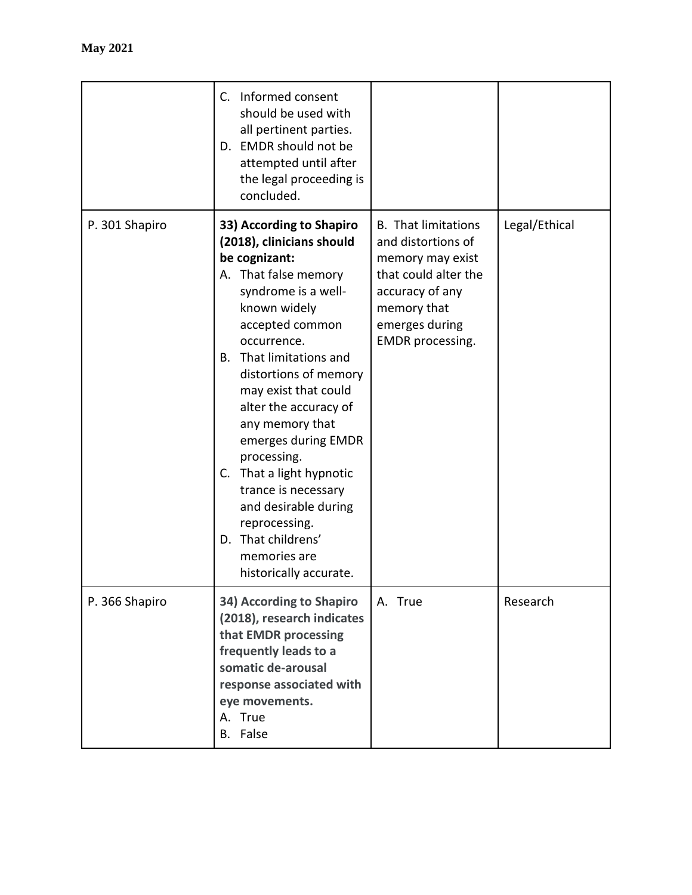| | C. Informed consent should be used with all pertinent parties.<br>D. EMDR should not be attempted until after the legal proceeding is concluded. | | |
|---|---|---|---|
| P. 301 Shapiro | **33) According to Shapiro (2018), clinicians should be cognizant:**<br>A. That false memory syndrome is a well-known widely accepted common occurrence.<br>B. That limitations and distortions of memory may exist that could alter the accuracy of any memory that emerges during EMDR processing.<br>C. That a light hypnotic trance is necessary and desirable during reprocessing.<br>D. That childrens' memories are historically accurate. | B. That limitations and distortions of memory may exist that could alter the accuracy of any memory that emerges during EMDR processing. | Legal/Ethical |
| P. 366 Shapiro | **34) According to Shapiro (2018), research indicates that EMDR processing frequently leads to a somatic de-arousal response associated with eye movements.**<br>A. True<br>B. False | A. True | Research |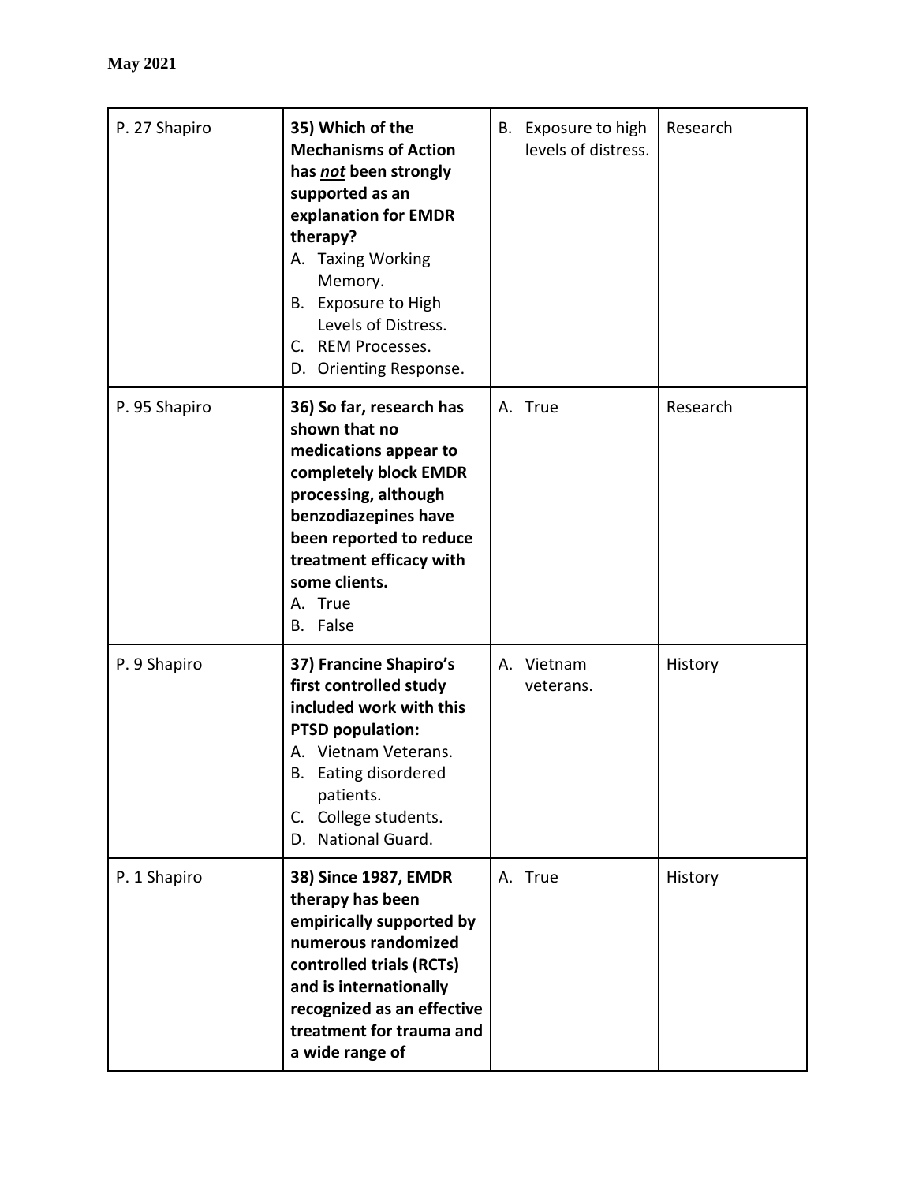**May 2021**

| | | | |
|---|---|---|---|
| P. 27 Shapiro | **35) Which of the Mechanisms of Action has *not* been strongly supported as an explanation for EMDR therapy?**<br>A. Taxing Working Memory.<br>B. Exposure to High Levels of Distress.<br>C. REM Processes.<br>D. Orienting Response. | B. Exposure to high levels of distress. | Research |
| P. 95 Shapiro | **36) So far, research has shown that no medications appear to completely block EMDR processing, although benzodiazepines have been reported to reduce treatment efficacy with some clients.**<br>A. True<br>B. False | A. True | Research |
| P. 9 Shapiro | **37) Francine Shapiro's first controlled study included work with this PTSD population:**<br>A. Vietnam Veterans.<br>B. Eating disordered patients.<br>C. College students.<br>D. National Guard. | A. Vietnam veterans. | History |
| P. 1 Shapiro | **38) Since 1987, EMDR therapy has been empirically supported by numerous randomized controlled trials (RCTs) and is internationally recognized as an effective treatment for trauma and a wide range of** | A. True | History |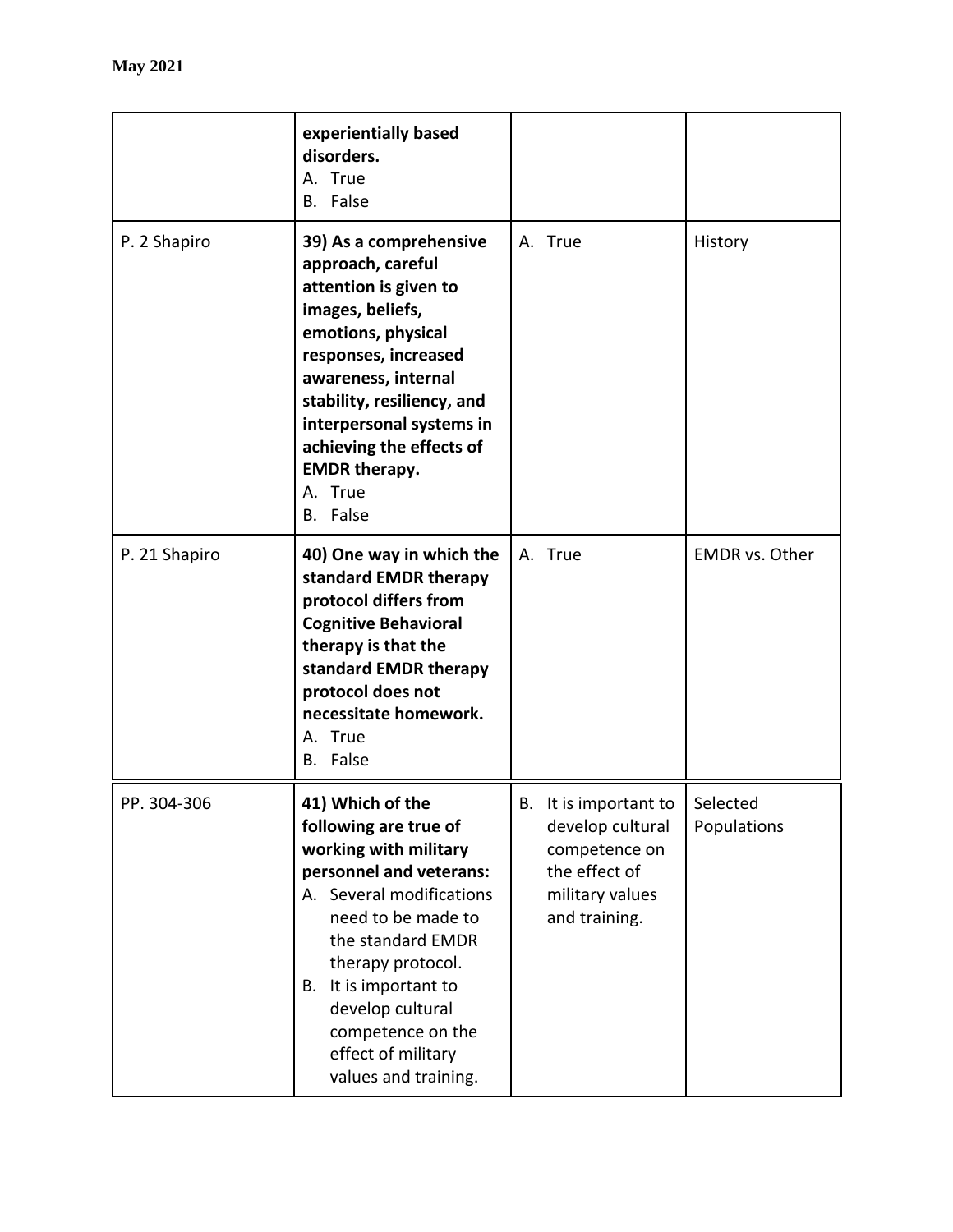| | | | |
|---|---|---|---|
| | **experientially based disorders.**<br>A. True<br>B. False | | |
| P. 2 Shapiro | **39) As a comprehensive approach, careful attention is given to images, beliefs, emotions, physical responses, increased awareness, internal stability, resiliency, and interpersonal systems in achieving the effects of EMDR therapy.**<br>A. True<br>B. False | A. True | History |
| P. 21 Shapiro | **40) One way in which the standard EMDR therapy protocol differs from Cognitive Behavioral therapy is that the standard EMDR therapy protocol does not necessitate homework.**<br>A. True<br>B. False | A. True | EMDR vs. Other |
| PP. 304-306 | **41) Which of the following are true of working with military personnel and veterans:**<br>A. Several modifications need to be made to the standard EMDR therapy protocol.<br>B. It is important to develop cultural competence on the effect of military values and training. | B. It is important to develop cultural competence on the effect of military values and training. | Selected Populations |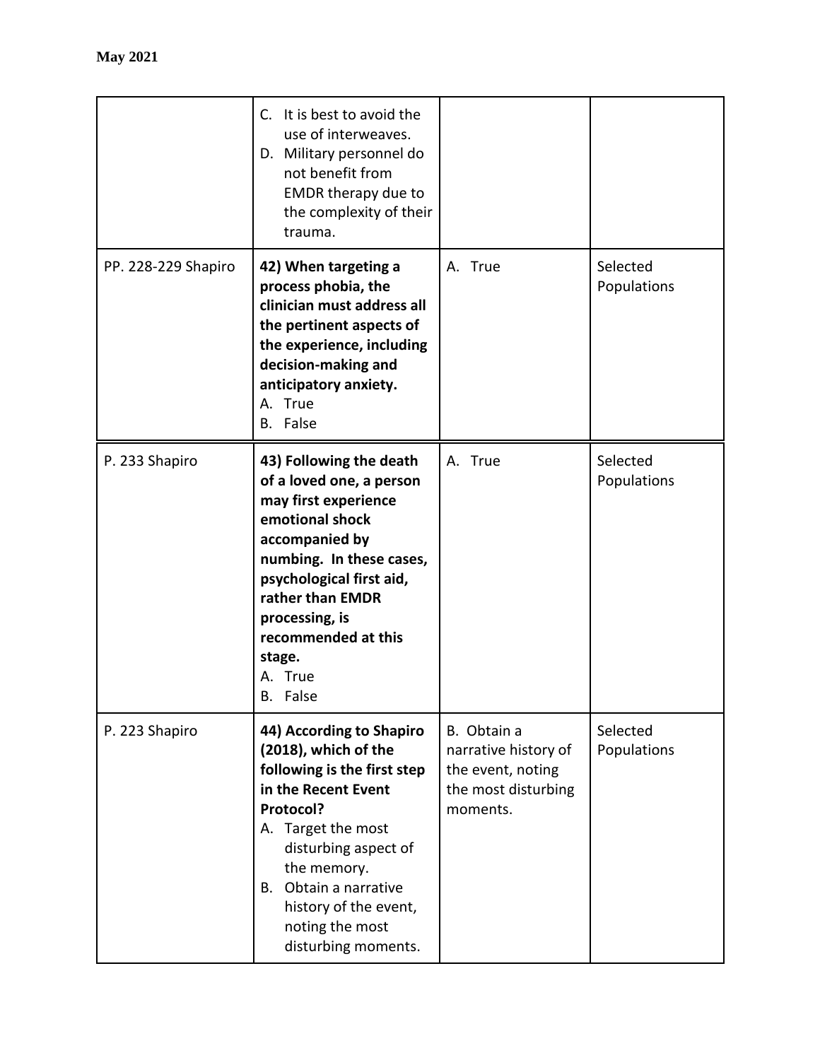| | | | |
|---|---|---|---|
| | C. It is best to avoid the use of interweaves.<br>D. Military personnel do not benefit from EMDR therapy due to the complexity of their trauma. | | |
| PP. 228-229 Shapiro | **42) When targeting a process phobia, the clinician must address all the pertinent aspects of the experience, including decision-making and anticipatory anxiety.**<br>A. True<br>B. False | A. True | Selected Populations |
| P. 233 Shapiro | **43) Following the death of a loved one, a person may first experience emotional shock accompanied by numbing. In these cases, psychological first aid, rather than EMDR processing, is recommended at this stage.**<br>A. True<br>B. False | A. True | Selected Populations |
| P. 223 Shapiro | **44) According to Shapiro (2018), which of the following is the first step in the Recent Event Protocol?**<br>A. Target the most disturbing aspect of the memory.<br>B. Obtain a narrative history of the event, noting the most disturbing moments. | B. Obtain a narrative history of the event, noting the most disturbing moments. | Selected Populations |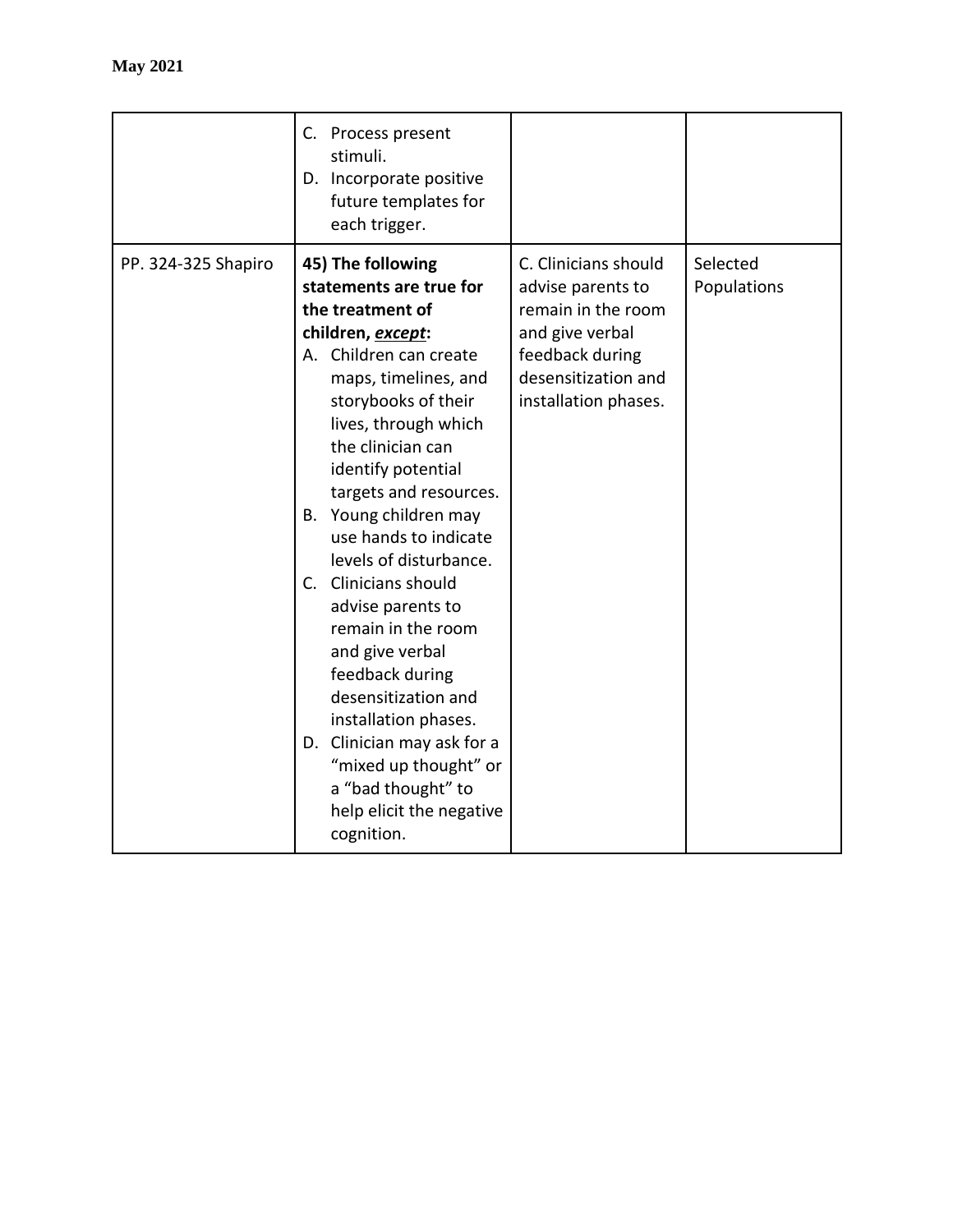**May 2021**

| | | | |
|---|---|---|---|
| | C. Process present stimuli.<br>D. Incorporate positive future templates for each trigger. | | |
| PP. 324-325 Shapiro | **45) The following statements are true for the treatment of children, *__except__*:**<br>A. Children can create maps, timelines, and storybooks of their lives, through which the clinician can identify potential targets and resources.<br>B. Young children may use hands to indicate levels of disturbance.<br>C. Clinicians should advise parents to remain in the room and give verbal feedback during desensitization and installation phases.<br>D. Clinician may ask for a “mixed up thought” or a “bad thought” to help elicit the negative cognition. | C. Clinicians should advise parents to remain in the room and give verbal feedback during desensitization and installation phases. | Selected Populations |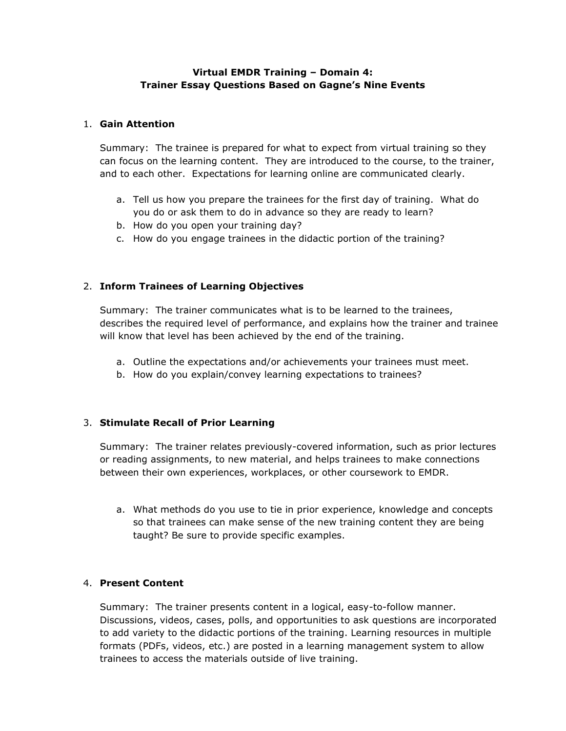# Virtual EMDR Training – Domain 4:
# Trainer Essay Questions Based on Gagne's Nine Events

1. **Gain Attention**

   Summary: The trainee is prepared for what to expect from virtual training so they can focus on the learning content. They are introduced to the course, to the trainer, and to each other. Expectations for learning online are communicated clearly.

   a. Tell us how you prepare the trainees for the first day of training. What do you do or ask them to do in advance so they are ready to learn?
   b. How do you open your training day?
   c. How do you engage trainees in the didactic portion of the training?

2. **Inform Trainees of Learning Objectives**

   Summary: The trainer communicates what is to be learned to the trainees, describes the required level of performance, and explains how the trainer and trainee will know that level has been achieved by the end of the training.

   a. Outline the expectations and/or achievements your trainees must meet.
   b. How do you explain/convey learning expectations to trainees?

3. **Stimulate Recall of Prior Learning**

   Summary: The trainer relates previously-covered information, such as prior lectures or reading assignments, to new material, and helps trainees to make connections between their own experiences, workplaces, or other coursework to EMDR.

   a. What methods do you use to tie in prior experience, knowledge and concepts so that trainees can make sense of the new training content they are being taught? Be sure to provide specific examples.

4. **Present Content**

   Summary: The trainer presents content in a logical, easy-to-follow manner. Discussions, videos, cases, polls, and opportunities to ask questions are incorporated to add variety to the didactic portions of the training. Learning resources in multiple formats (PDFs, videos, etc.) are posted in a learning management system to allow trainees to access the materials outside of live training.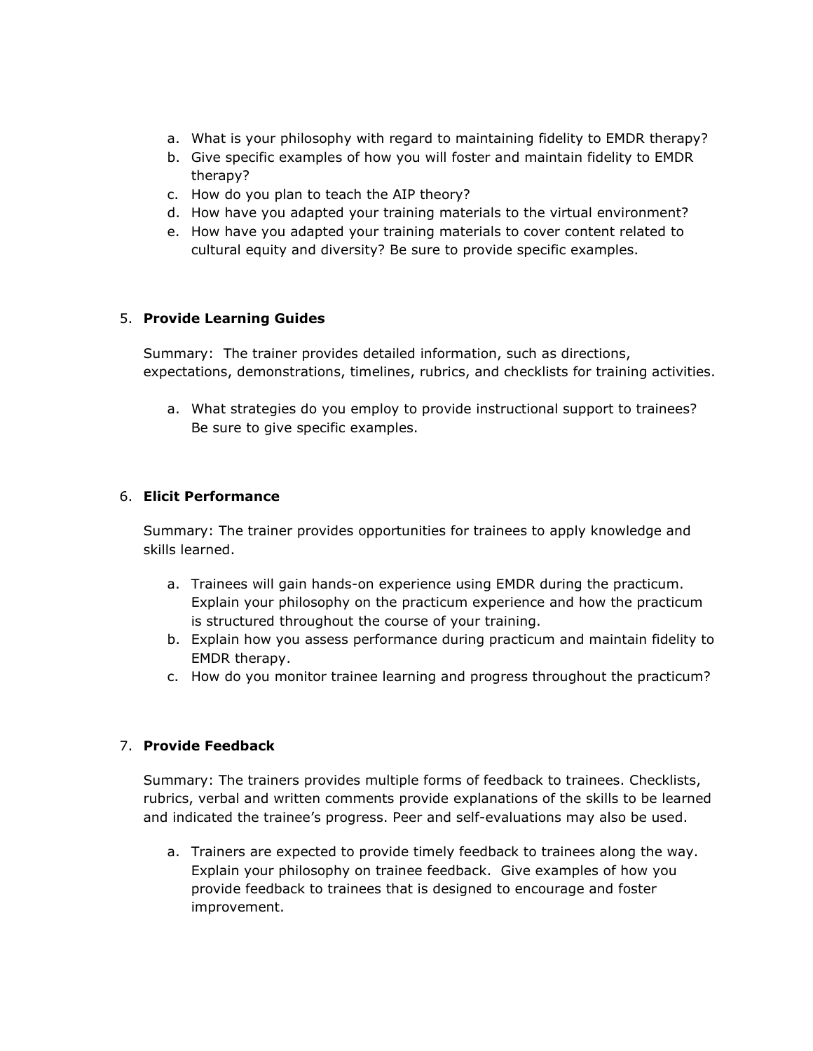a. What is your philosophy with regard to maintaining fidelity to EMDR therapy?
b. Give specific examples of how you will foster and maintain fidelity to EMDR therapy?
c. How do you plan to teach the AIP theory?
d. How have you adapted your training materials to the virtual environment?
e. How have you adapted your training materials to cover content related to cultural equity and diversity? Be sure to provide specific examples.

5. **Provide Learning Guides**

   Summary: The trainer provides detailed information, such as directions, expectations, demonstrations, timelines, rubrics, and checklists for training activities.

   a. What strategies do you employ to provide instructional support to trainees? Be sure to give specific examples.

6. **Elicit Performance**

   Summary: The trainer provides opportunities for trainees to apply knowledge and skills learned.

   a. Trainees will gain hands-on experience using EMDR during the practicum. Explain your philosophy on the practicum experience and how the practicum is structured throughout the course of your training.
   b. Explain how you assess performance during practicum and maintain fidelity to EMDR therapy.
   c. How do you monitor trainee learning and progress throughout the practicum?

7. **Provide Feedback**

   Summary: The trainers provides multiple forms of feedback to trainees. Checklists, rubrics, verbal and written comments provide explanations of the skills to be learned and indicated the trainee's progress. Peer and self-evaluations may also be used.

   a. Trainers are expected to provide timely feedback to trainees along the way. Explain your philosophy on trainee feedback. Give examples of how you provide feedback to trainees that is designed to encourage and foster improvement.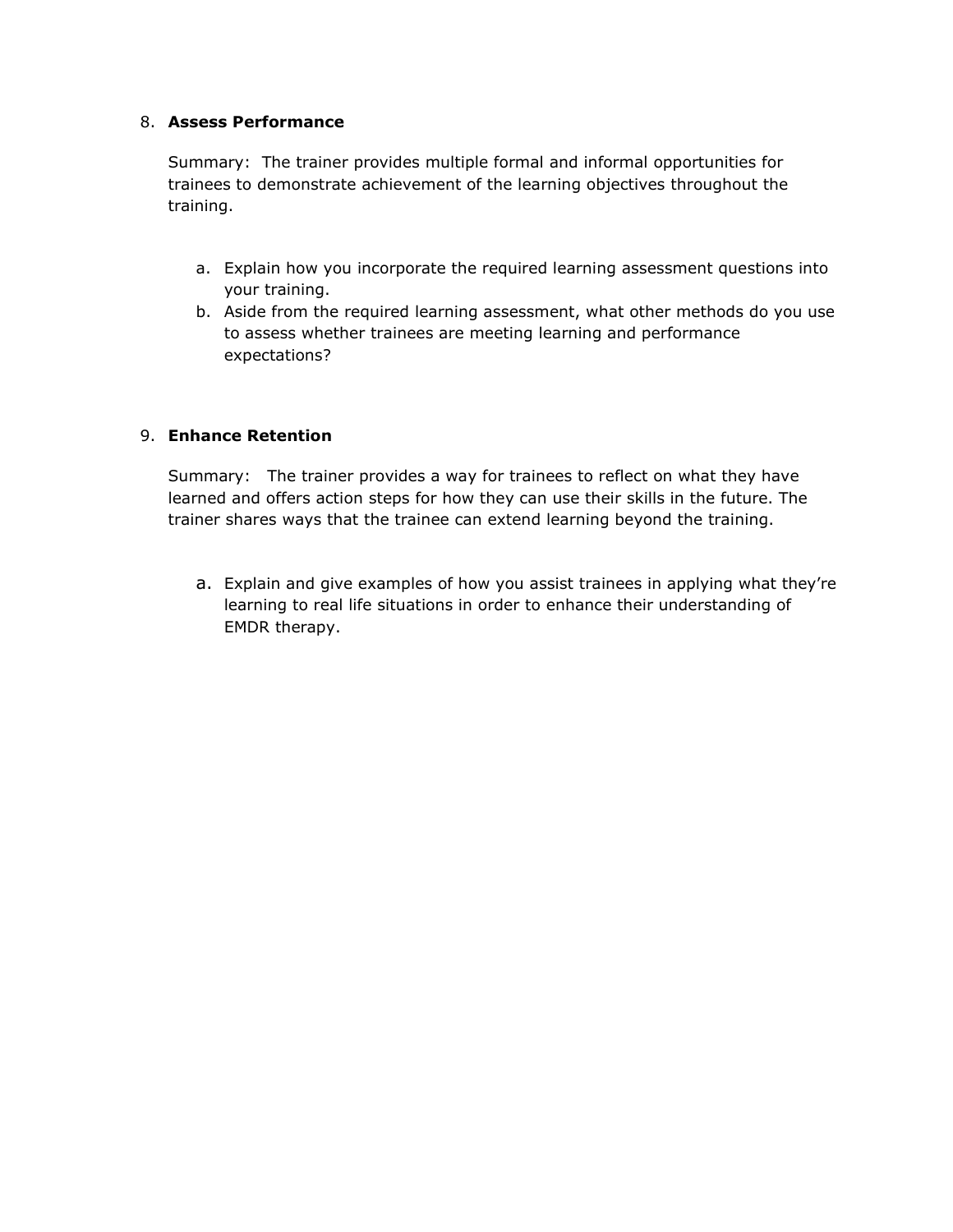8. **Assess Performance**

   Summary: The trainer provides multiple formal and informal opportunities for trainees to demonstrate achievement of the learning objectives throughout the training.

   a. Explain how you incorporate the required learning assessment questions into your training.
   b. Aside from the required learning assessment, what other methods do you use to assess whether trainees are meeting learning and performance expectations?

9. **Enhance Retention**

   Summary: The trainer provides a way for trainees to reflect on what they have learned and offers action steps for how they can use their skills in the future. The trainer shares ways that the trainee can extend learning beyond the training.

   a. Explain and give examples of how you assist trainees in applying what they're learning to real life situations in order to enhance their understanding of EMDR therapy.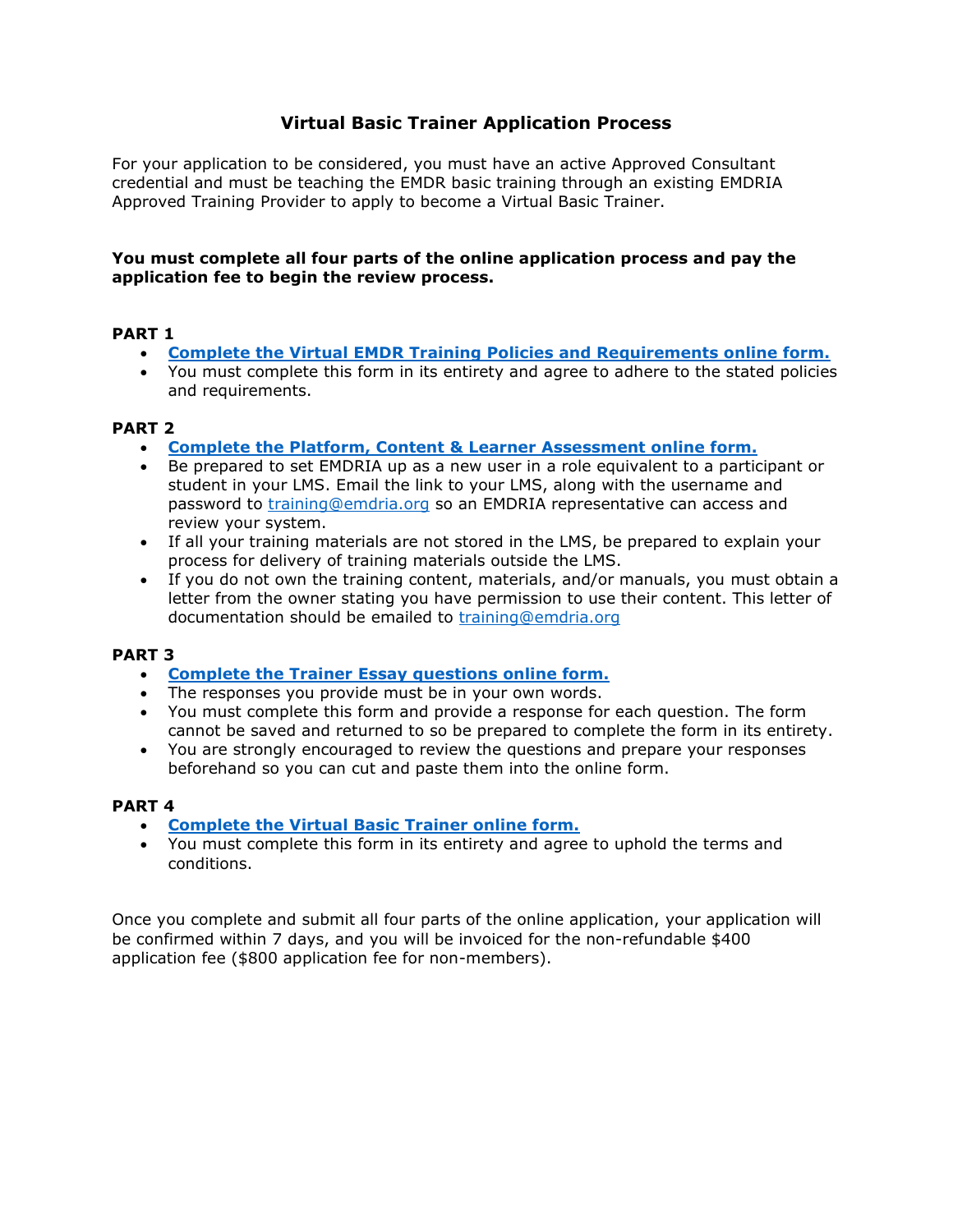# Virtual Basic Trainer Application Process

For your application to be considered, you must have an active Approved Consultant credential and must be teaching the EMDR basic training through an existing EMDRIA Approved Training Provider to apply to become a Virtual Basic Trainer.

**You must complete all four parts of the online application process and pay the application fee to begin the review process.**

**PART 1**

- **Complete the Virtual EMDR Training Policies and Requirements online form.**
- You must complete this form in its entirety and agree to adhere to the stated policies and requirements.

**PART 2**

- **Complete the Platform, Content & Learner Assessment online form.**
- Be prepared to set EMDRIA up as a new user in a role equivalent to a participant or student in your LMS. Email the link to your LMS, along with the username and password to training@emdria.org so an EMDRIA representative can access and review your system.
- If all your training materials are not stored in the LMS, be prepared to explain your process for delivery of training materials outside the LMS.
- If you do not own the training content, materials, and/or manuals, you must obtain a letter from the owner stating you have permission to use their content. This letter of documentation should be emailed to training@emdria.org

**PART 3**

- **Complete the Trainer Essay questions online form.**
- The responses you provide must be in your own words.
- You must complete this form and provide a response for each question. The form cannot be saved and returned to so be prepared to complete the form in its entirety.
- You are strongly encouraged to review the questions and prepare your responses beforehand so you can cut and paste them into the online form.

**PART 4**

- **Complete the Virtual Basic Trainer online form.**
- You must complete this form in its entirety and agree to uphold the terms and conditions.

Once you complete and submit all four parts of the online application, your application will be confirmed within 7 days, and you will be invoiced for the non-refundable $400 application fee ($800 application fee for non-members).